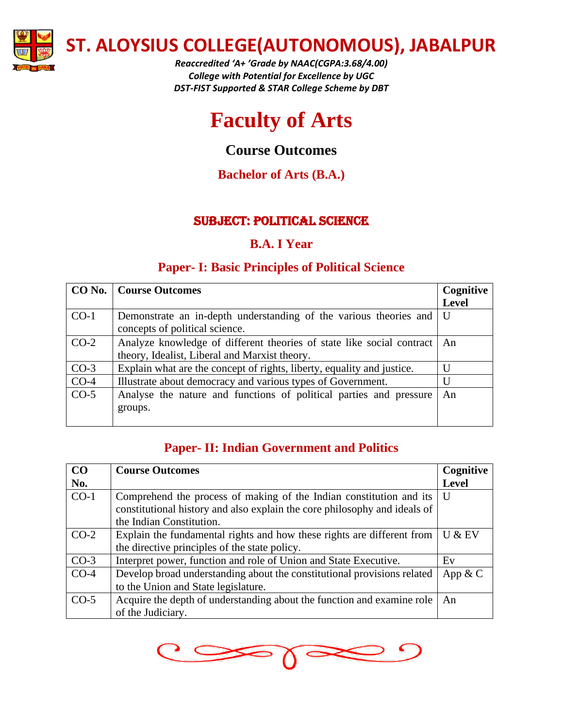# ST. ALOYSIUS COLLEGE(AUTONOMOUS), JABALPUR

*Reaccredited 'A+ 'Grade by NAAC(CGPA:3.68/4.00)*
*College with Potential for Excellence by UGC*
*DST-FIST Supported & STAR College Scheme by DBT*

# Faculty of Arts

## Course Outcomes

## Bachelor of Arts (B.A.)

## SUBJECT: POLITICAL SCIENCE

### B.A. I Year

### Paper- I: Basic Principles of Political Science

| CO No. | Course Outcomes | Cognitive Level |
|---|---|---|
| CO-1 | Demonstrate an in-depth understanding of the various theories and concepts of political science. | U |
| CO-2 | Analyze knowledge of different theories of state like social contract theory, Idealist, Liberal and Marxist theory. | An |
| CO-3 | Explain what are the concept of rights, liberty, equality and justice. | U |
| CO-4 | Illustrate about democracy and various types of Government. | U |
| CO-5 | Analyse the nature and functions of political parties and pressure groups. | An |

### Paper- II: Indian Government and Politics

| CO No. | Course Outcomes | Cognitive Level |
|---|---|---|
| CO-1 | Comprehend the process of making of the Indian constitution and its constitutional history and also explain the core philosophy and ideals of the Indian Constitution. | U |
| CO-2 | Explain the fundamental rights and how these rights are different from the directive principles of the state policy. | U & EV |
| CO-3 | Interpret power, function and role of Union and State Executive. | Ev |
| CO-4 | Develop broad understanding about the constitutional provisions related to the Union and State legislature. | App & C |
| CO-5 | Acquire the depth of understanding about the function and examine role of the Judiciary. | An |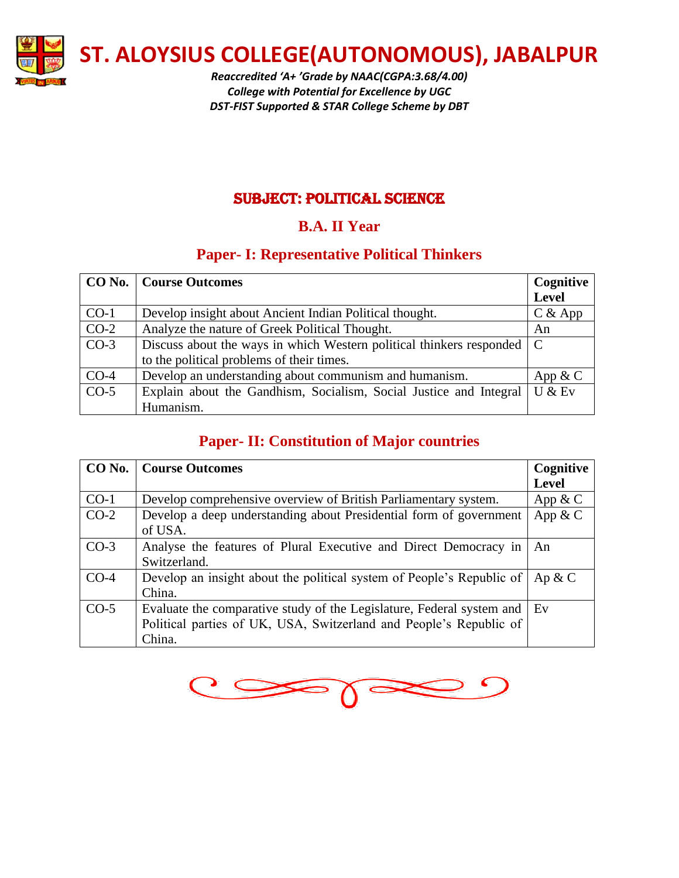# ST. ALOYSIUS COLLEGE(AUTONOMOUS), JABALPUR

*Reaccredited 'A+ 'Grade by NAAC(CGPA:3.68/4.00)*
*College with Potential for Excellence by UGC*
*DST-FIST Supported & STAR College Scheme by DBT*

## SUBJECT: POLITICAL SCIENCE

## B.A. II Year

### Paper- I: Representative Political Thinkers

| CO No. | Course Outcomes | Cognitive Level |
|---|---|---|
| CO-1 | Develop insight about Ancient Indian Political thought. | C & App |
| CO-2 | Analyze the nature of Greek Political Thought. | An |
| CO-3 | Discuss about the ways in which Western political thinkers responded to the political problems of their times. | C |
| CO-4 | Develop an understanding about communism and humanism. | App & C |
| CO-5 | Explain about the Gandhism, Socialism, Social Justice and Integral Humanism. | U & Ev |

### Paper- II: Constitution of Major countries

| CO No. | Course Outcomes | Cognitive Level |
|---|---|---|
| CO-1 | Develop comprehensive overview of British Parliamentary system. | App & C |
| CO-2 | Develop a deep understanding about Presidential form of government of USA. | App & C |
| CO-3 | Analyse the features of Plural Executive and Direct Democracy in Switzerland. | An |
| CO-4 | Develop an insight about the political system of People's Republic of China. | Ap & C |
| CO-5 | Evaluate the comparative study of the Legislature, Federal system and Political parties of UK, USA, Switzerland and People's Republic of China. | Ev |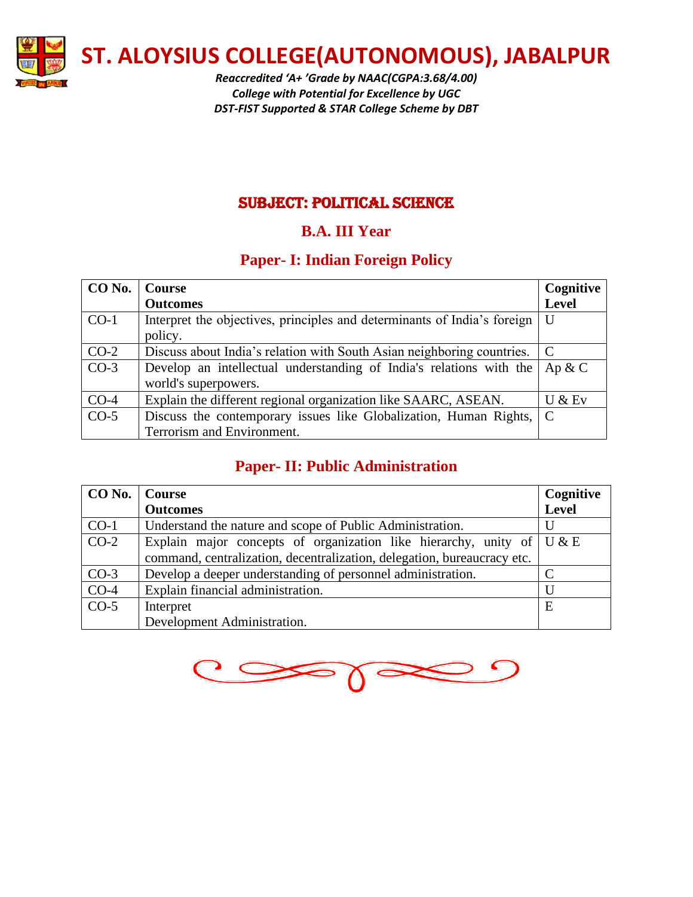# ST. ALOYSIUS COLLEGE(AUTONOMOUS), JABALPUR

*Reaccredited 'A+ 'Grade by NAAC(CGPA:3.68/4.00)*
*College with Potential for Excellence by UGC*
*DST-FIST Supported & STAR College Scheme by DBT*

## SUBJECT: POLITICAL SCIENCE

### B.A. III Year

### Paper- I: Indian Foreign Policy

| CO No. | Course Outcomes | Cognitive Level |
|---|---|---|
| CO-1 | Interpret the objectives, principles and determinants of India's foreign policy. | U |
| CO-2 | Discuss about India's relation with South Asian neighboring countries. | C |
| CO-3 | Develop an intellectual understanding of India's relations with the world's superpowers. | Ap & C |
| CO-4 | Explain the different regional organization like SAARC, ASEAN. | U & Ev |
| CO-5 | Discuss the contemporary issues like Globalization, Human Rights, Terrorism and Environment. | C |

### Paper- II: Public Administration

| CO No. | Course Outcomes | Cognitive Level |
|---|---|---|
| CO-1 | Understand the nature and scope of Public Administration. | U |
| CO-2 | Explain major concepts of organization like hierarchy, unity of command, centralization, decentralization, delegation, bureaucracy etc. | U & E |
| CO-3 | Develop a deeper understanding of personnel administration. | C |
| CO-4 | Explain financial administration. | U |
| CO-5 | Interpret Development Administration. | E |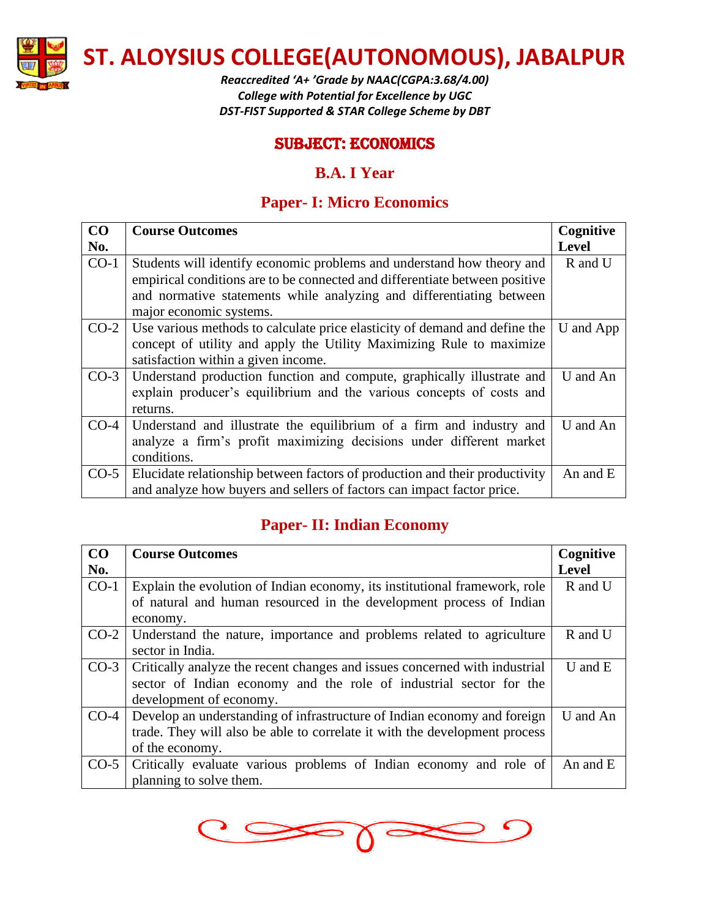# ST. ALOYSIUS COLLEGE(AUTONOMOUS), JABALPUR

*Reaccredited 'A+ 'Grade by NAAC(CGPA:3.68/4.00)*
*College with Potential for Excellence by UGC*
*DST-FIST Supported & STAR College Scheme by DBT*

## SUBJECT: ECONOMICS

## B.A. I Year

### Paper- I: Micro Economics

| CO No. | Course Outcomes | Cognitive Level |
|---|---|---|
| CO-1 | Students will identify economic problems and understand how theory and empirical conditions are to be connected and differentiate between positive and normative statements while analyzing and differentiating between major economic systems. | R and U |
| CO-2 | Use various methods to calculate price elasticity of demand and define the concept of utility and apply the Utility Maximizing Rule to maximize satisfaction within a given income. | U and App |
| CO-3 | Understand production function and compute, graphically illustrate and explain producer's equilibrium and the various concepts of costs and returns. | U and An |
| CO-4 | Understand and illustrate the equilibrium of a firm and industry and analyze a firm's profit maximizing decisions under different market conditions. | U and An |
| CO-5 | Elucidate relationship between factors of production and their productivity and analyze how buyers and sellers of factors can impact factor price. | An and E |

### Paper- II: Indian Economy

| CO No. | Course Outcomes | Cognitive Level |
|---|---|---|
| CO-1 | Explain the evolution of Indian economy, its institutional framework, role of natural and human resourced in the development process of Indian economy. | R and U |
| CO-2 | Understand the nature, importance and problems related to agriculture sector in India. | R and U |
| CO-3 | Critically analyze the recent changes and issues concerned with industrial sector of Indian economy and the role of industrial sector for the development of economy. | U and E |
| CO-4 | Develop an understanding of infrastructure of Indian economy and foreign trade. They will also be able to correlate it with the development process of the economy. | U and An |
| CO-5 | Critically evaluate various problems of Indian economy and role of planning to solve them. | An and E |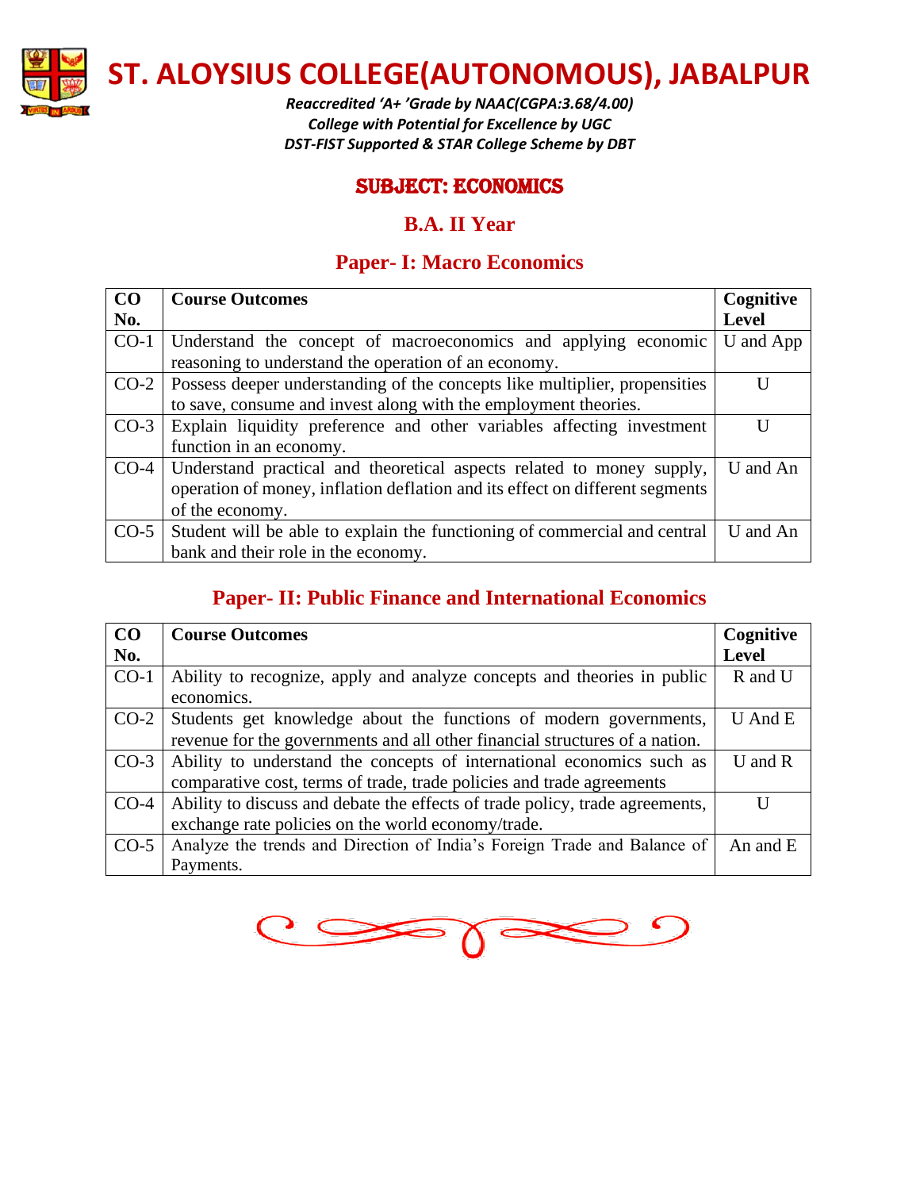# ST. ALOYSIUS COLLEGE(AUTONOMOUS), JABALPUR

*Reaccredited 'A+ 'Grade by NAAC(CGPA:3.68/4.00)*
*College with Potential for Excellence by UGC*
*DST-FIST Supported & STAR College Scheme by DBT*

## SUBJECT: ECONOMICS

## B.A. II Year

### Paper- I: Macro Economics

| CO No. | Course Outcomes | Cognitive Level |
|---|---|---|
| CO-1 | Understand the concept of macroeconomics and applying economic reasoning to understand the operation of an economy. | U and App |
| CO-2 | Possess deeper understanding of the concepts like multiplier, propensities to save, consume and invest along with the employment theories. | U |
| CO-3 | Explain liquidity preference and other variables affecting investment function in an economy. | U |
| CO-4 | Understand practical and theoretical aspects related to money supply, operation of money, inflation deflation and its effect on different segments of the economy. | U and An |
| CO-5 | Student will be able to explain the functioning of commercial and central bank and their role in the economy. | U and An |

### Paper- II: Public Finance and International Economics

| CO No. | Course Outcomes | Cognitive Level |
|---|---|---|
| CO-1 | Ability to recognize, apply and analyze concepts and theories in public economics. | R and U |
| CO-2 | Students get knowledge about the functions of modern governments, revenue for the governments and all other financial structures of a nation. | U And E |
| CO-3 | Ability to understand the concepts of international economics such as comparative cost, terms of trade, trade policies and trade agreements | U and R |
| CO-4 | Ability to discuss and debate the effects of trade policy, trade agreements, exchange rate policies on the world economy/trade. | U |
| CO-5 | Analyze the trends and Direction of India's Foreign Trade and Balance of Payments. | An and E |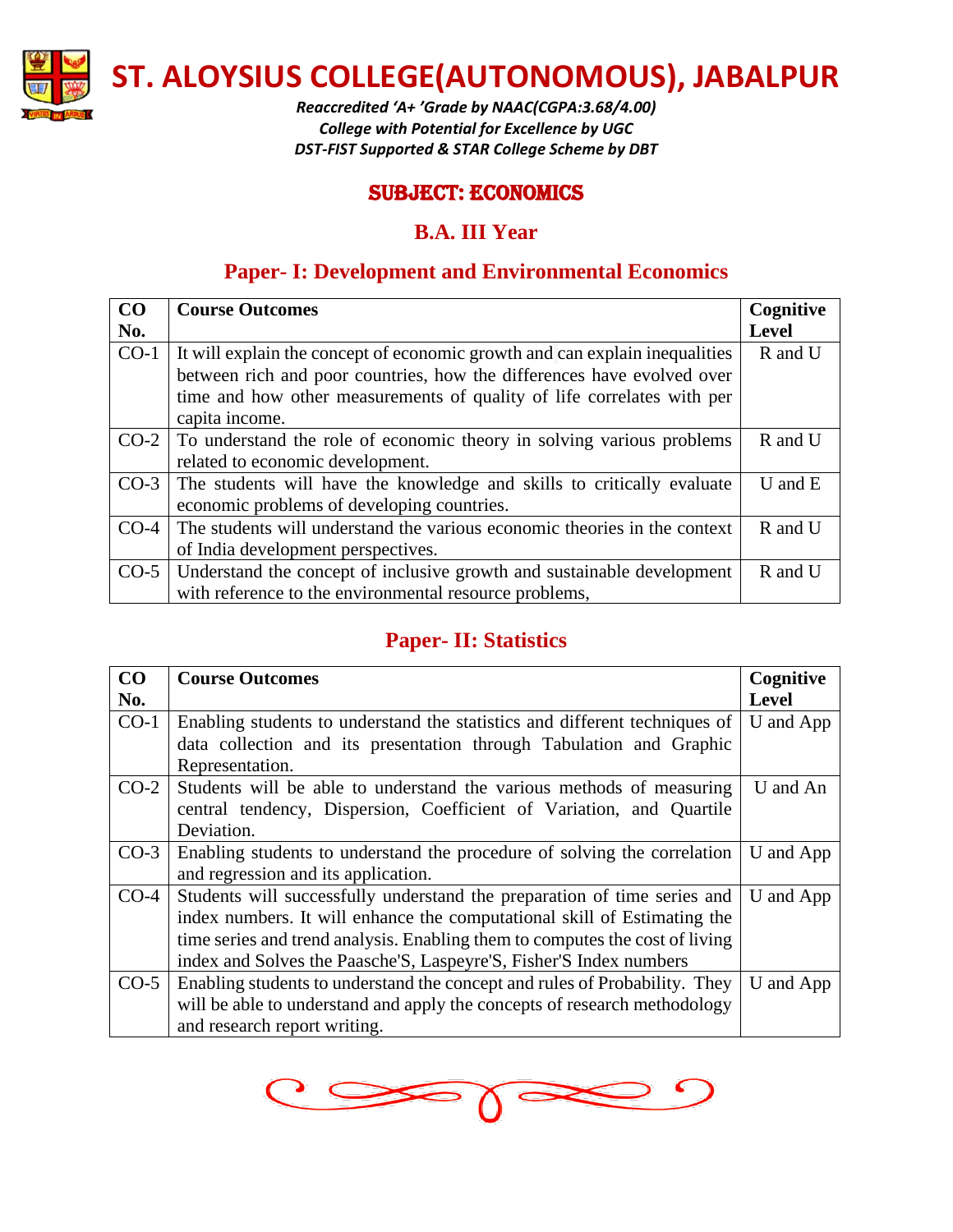# ST. ALOYSIUS COLLEGE(AUTONOMOUS), JABALPUR

*Reaccredited 'A+ 'Grade by NAAC(CGPA:3.68/4.00)*
*College with Potential for Excellence by UGC*
*DST-FIST Supported & STAR College Scheme by DBT*

## SUBJECT: ECONOMICS

## B.A. III Year

## Paper- I: Development and Environmental Economics

| CO No. | Course Outcomes | Cognitive Level |
|---|---|---|
| CO-1 | It will explain the concept of economic growth and can explain inequalities between rich and poor countries, how the differences have evolved over time and how other measurements of quality of life correlates with per capita income. | R and U |
| CO-2 | To understand the role of economic theory in solving various problems related to economic development. | R and U |
| CO-3 | The students will have the knowledge and skills to critically evaluate economic problems of developing countries. | U and E |
| CO-4 | The students will understand the various economic theories in the context of India development perspectives. | R and U |
| CO-5 | Understand the concept of inclusive growth and sustainable development with reference to the environmental resource problems, | R and U |

## Paper- II: Statistics

| CO No. | Course Outcomes | Cognitive Level |
|---|---|---|
| CO-1 | Enabling students to understand the statistics and different techniques of data collection and its presentation through Tabulation and Graphic Representation. | U and App |
| CO-2 | Students will be able to understand the various methods of measuring central tendency, Dispersion, Coefficient of Variation, and Quartile Deviation. | U and An |
| CO-3 | Enabling students to understand the procedure of solving the correlation and regression and its application. | U and App |
| CO-4 | Students will successfully understand the preparation of time series and index numbers. It will enhance the computational skill of Estimating the time series and trend analysis. Enabling them to computes the cost of living index and Solves the Paasche'S, Laspeyre'S, Fisher'S Index numbers | U and App |
| CO-5 | Enabling students to understand the concept and rules of Probability. They will be able to understand and apply the concepts of research methodology and research report writing. | U and App |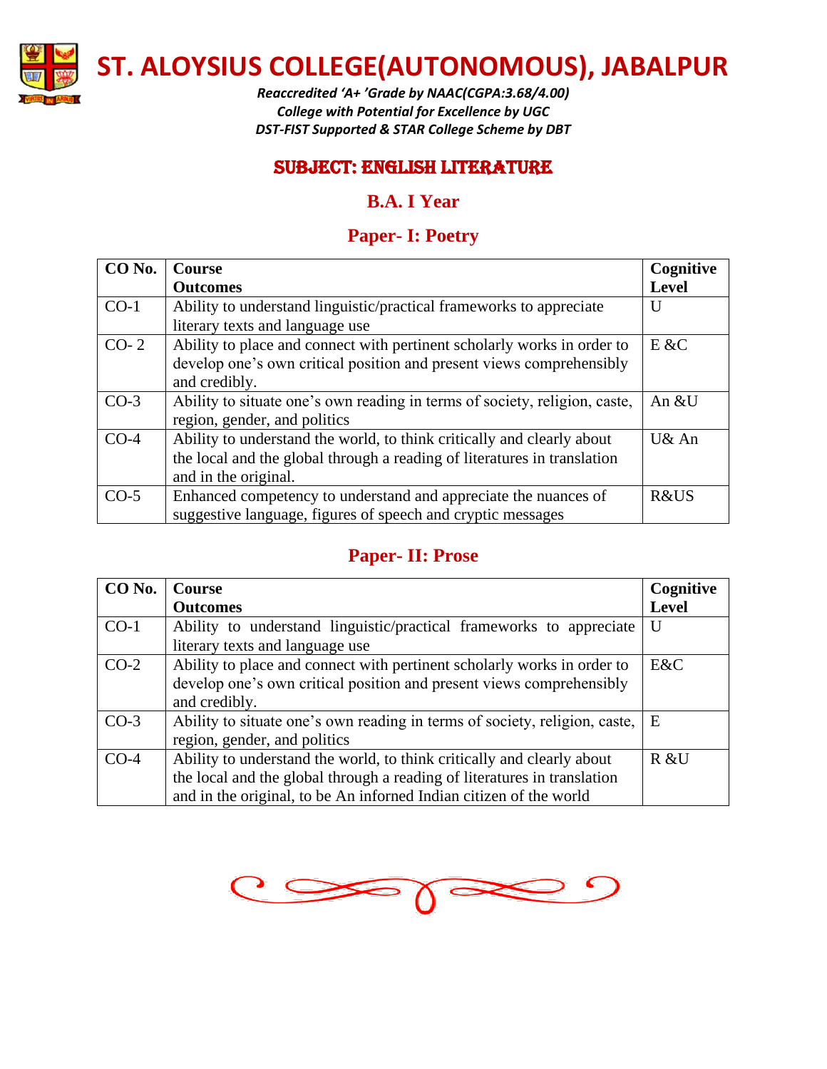# ST. ALOYSIUS COLLEGE(AUTONOMOUS), JABALPUR

*Reaccredited 'A+ 'Grade by NAAC(CGPA:3.68/4.00)*
*College with Potential for Excellence by UGC*
*DST-FIST Supported & STAR College Scheme by DBT*

## SUBJECT: ENGLISH LITERATURE

## B.A. I Year

### Paper- I: Poetry

| CO No. | Course Outcomes | Cognitive Level |
|---|---|---|
| CO-1 | Ability to understand linguistic/practical frameworks to appreciate literary texts and language use | U |
| CO- 2 | Ability to place and connect with pertinent scholarly works in order to develop one's own critical position and present views comprehensibly and credibly. | E &C |
| CO-3 | Ability to situate one's own reading in terms of society, religion, caste, region, gender, and politics | An &U |
| CO-4 | Ability to understand the world, to think critically and clearly about the local and the global through a reading of literatures in translation and in the original. | U& An |
| CO-5 | Enhanced competency to understand and appreciate the nuances of suggestive language, figures of speech and cryptic messages | R&US |

### Paper- II: Prose

| CO No. | Course Outcomes | Cognitive Level |
|---|---|---|
| CO-1 | Ability to understand linguistic/practical frameworks to appreciate literary texts and language use | U |
| CO-2 | Ability to place and connect with pertinent scholarly works in order to develop one's own critical position and present views comprehensibly and credibly. | E&C |
| CO-3 | Ability to situate one's own reading in terms of society, religion, caste, region, gender, and politics | E |
| CO-4 | Ability to understand the world, to think critically and clearly about the local and the global through a reading of literatures in translation and in the original, to be An inforned Indian citizen of the world | R &U |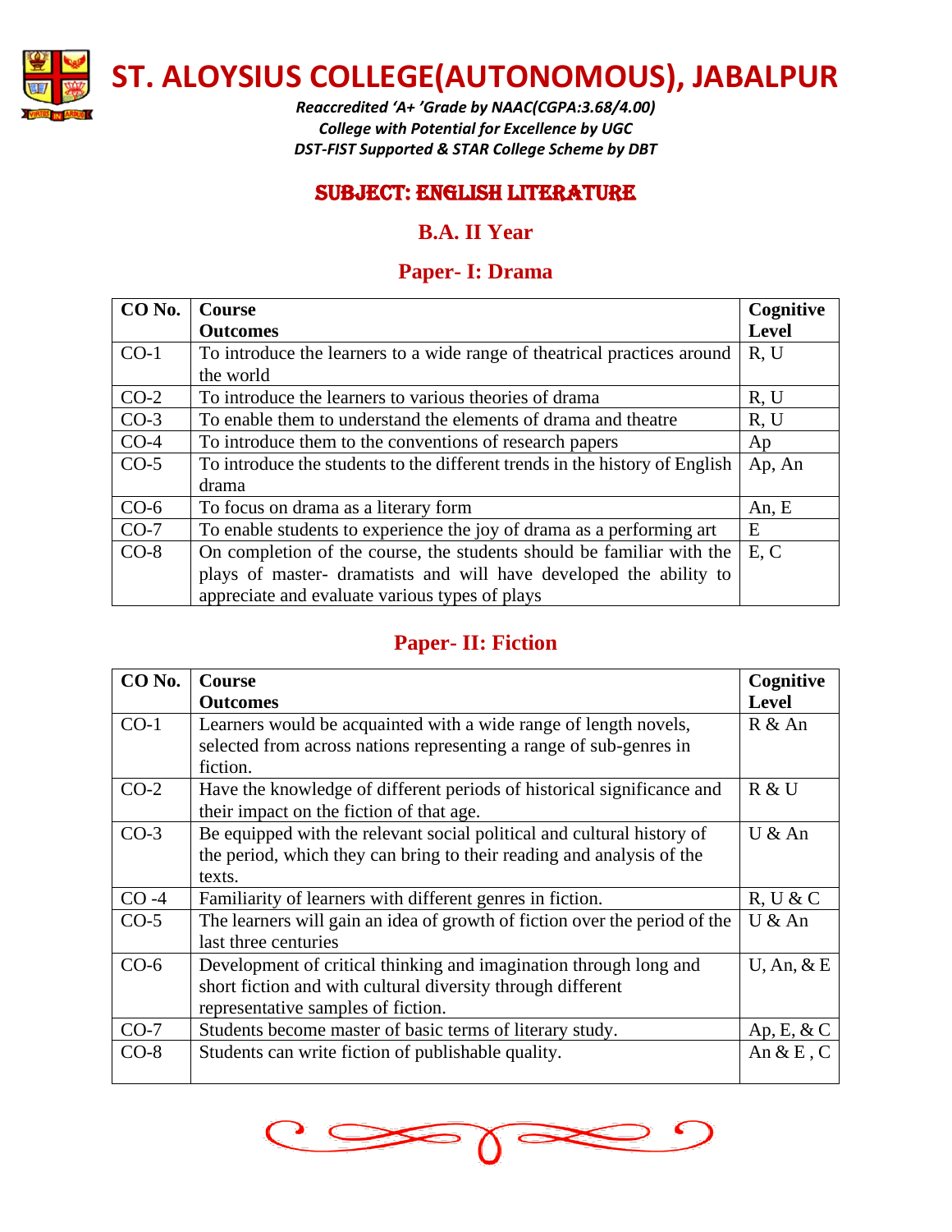# ST. ALOYSIUS COLLEGE(AUTONOMOUS), JABALPUR

*Reaccredited 'A+ 'Grade by NAAC(CGPA:3.68/4.00)*
*College with Potential for Excellence by UGC*
*DST-FIST Supported & STAR College Scheme by DBT*

## SUBJECT: ENGLISH LITERATURE

## B.A. II Year

### Paper- I: Drama

| CO No. | Course Outcomes | Cognitive Level |
|---|---|---|
| CO-1 | To introduce the learners to a wide range of theatrical practices around the world | R, U |
| CO-2 | To introduce the learners to various theories of drama | R, U |
| CO-3 | To enable them to understand the elements of drama and theatre | R, U |
| CO-4 | To introduce them to the conventions of research papers | Ap |
| CO-5 | To introduce the students to the different trends in the history of English drama | Ap, An |
| CO-6 | To focus on drama as a literary form | An, E |
| CO-7 | To enable students to experience the joy of drama as a performing art | E |
| CO-8 | On completion of the course, the students should be familiar with the plays of master- dramatists and will have developed the ability to appreciate and evaluate various types of plays | E, C |

### Paper- II: Fiction

| CO No. | Course Outcomes | Cognitive Level |
|---|---|---|
| CO-1 | Learners would be acquainted with a wide range of length novels, selected from across nations representing a range of sub-genres in fiction. | R & An |
| CO-2 | Have the knowledge of different periods of historical significance and their impact on the fiction of that age. | R & U |
| CO-3 | Be equipped with the relevant social political and cultural history of the period, which they can bring to their reading and analysis of the texts. | U & An |
| CO -4 | Familiarity of learners with different genres in fiction. | R, U & C |
| CO-5 | The learners will gain an idea of growth of fiction over the period of the last three centuries | U & An |
| CO-6 | Development of critical thinking and imagination through long and short fiction and with cultural diversity through different representative samples of fiction. | U, An, & E |
| CO-7 | Students become master of basic terms of literary study. | Ap, E, & C |
| CO-8 | Students can write fiction of publishable quality. | An & E , C |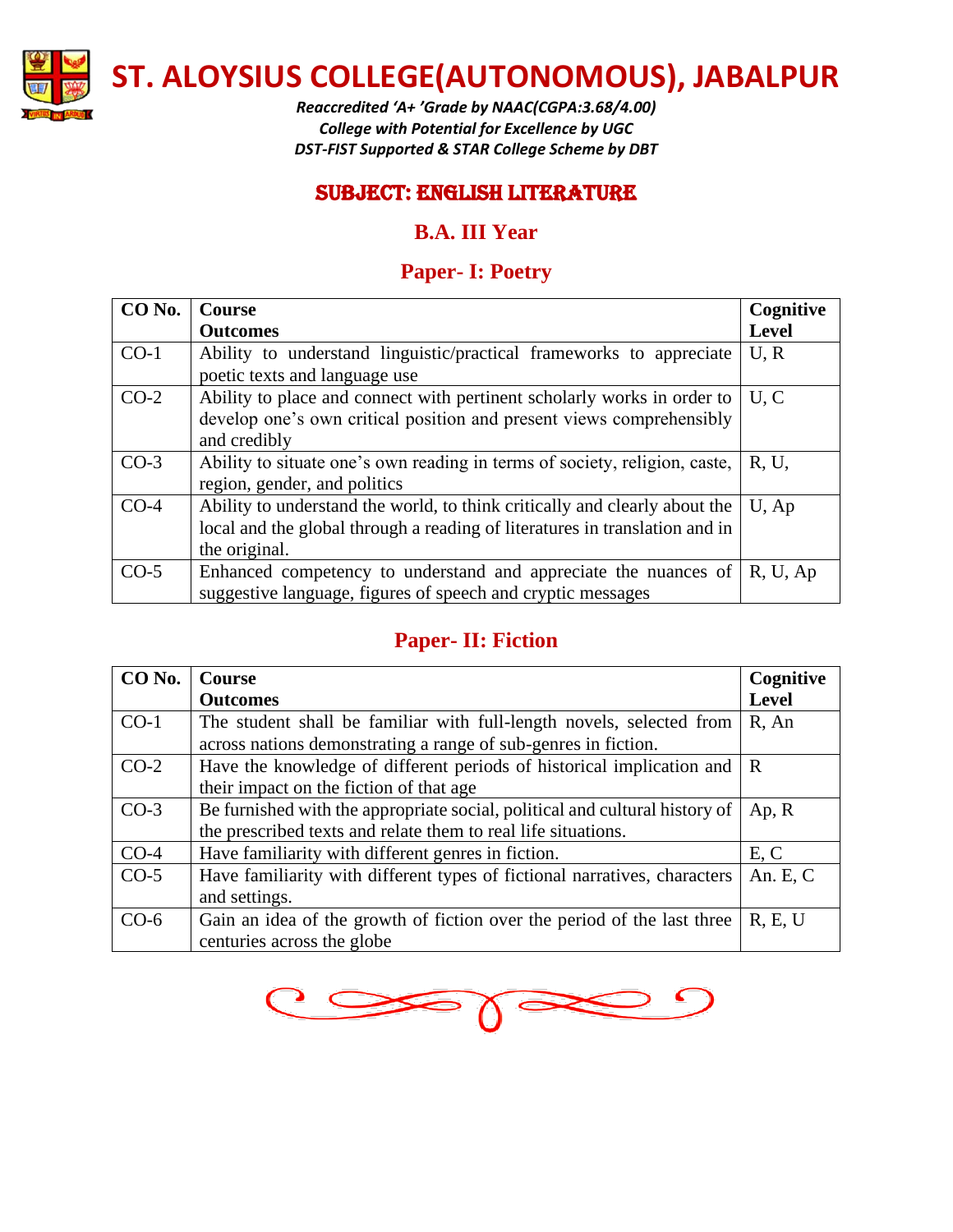# ST. ALOYSIUS COLLEGE(AUTONOMOUS), JABALPUR

*Reaccredited 'A+ 'Grade by NAAC(CGPA:3.68/4.00)*
*College with Potential for Excellence by UGC*
*DST-FIST Supported & STAR College Scheme by DBT*

## SUBJECT: ENGLISH LITERATURE

### B.A. III Year

### Paper- I: Poetry

| CO No. | Course Outcomes | Cognitive Level |
|---|---|---|
| CO-1 | Ability to understand linguistic/practical frameworks to appreciate poetic texts and language use | U, R |
| CO-2 | Ability to place and connect with pertinent scholarly works in order to develop one's own critical position and present views comprehensibly and credibly | U, C |
| CO-3 | Ability to situate one's own reading in terms of society, religion, caste, region, gender, and politics | R, U, |
| CO-4 | Ability to understand the world, to think critically and clearly about the local and the global through a reading of literatures in translation and in the original. | U, Ap |
| CO-5 | Enhanced competency to understand and appreciate the nuances of suggestive language, figures of speech and cryptic messages | R, U, Ap |

### Paper- II: Fiction

| CO No. | Course Outcomes | Cognitive Level |
|---|---|---|
| CO-1 | The student shall be familiar with full-length novels, selected from across nations demonstrating a range of sub-genres in fiction. | R, An |
| CO-2 | Have the knowledge of different periods of historical implication and their impact on the fiction of that age | R |
| CO-3 | Be furnished with the appropriate social, political and cultural history of the prescribed texts and relate them to real life situations. | Ap, R |
| CO-4 | Have familiarity with different genres in fiction. | E, C |
| CO-5 | Have familiarity with different types of fictional narratives, characters and settings. | An. E, C |
| CO-6 | Gain an idea of the growth of fiction over the period of the last three centuries across the globe | R, E, U |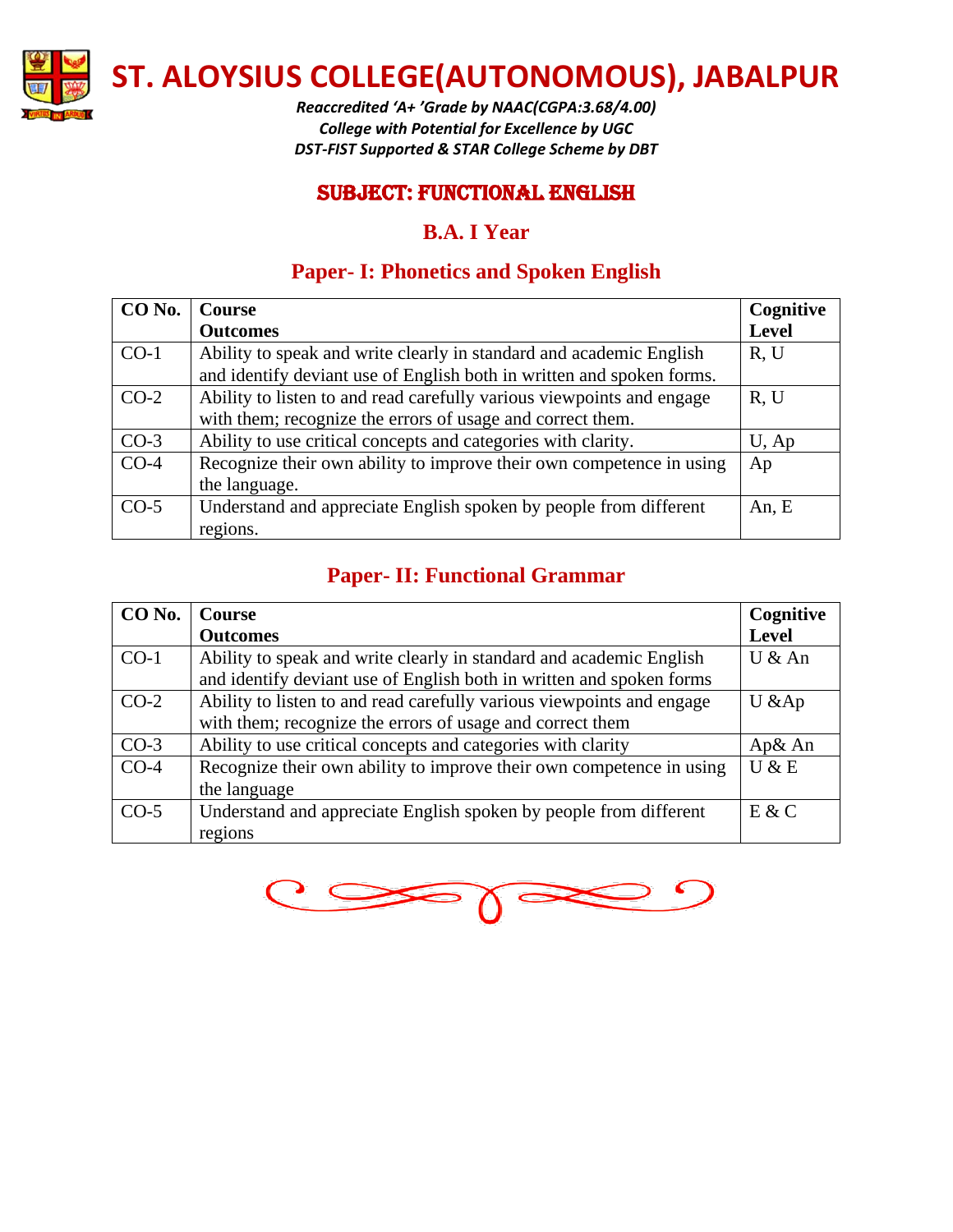# ST. ALOYSIUS COLLEGE(AUTONOMOUS), JABALPUR

*Reaccredited 'A+ 'Grade by NAAC(CGPA:3.68/4.00)*
*College with Potential for Excellence by UGC*
*DST-FIST Supported & STAR College Scheme by DBT*

## SUBJECT: FUNCTIONAL ENGLISH

## B.A. I Year

### Paper- I: Phonetics and Spoken English

| CO No. | Course Outcomes | Cognitive Level |
|---|---|---|
| CO-1 | Ability to speak and write clearly in standard and academic English and identify deviant use of English both in written and spoken forms. | R, U |
| CO-2 | Ability to listen to and read carefully various viewpoints and engage with them; recognize the errors of usage and correct them. | R, U |
| CO-3 | Ability to use critical concepts and categories with clarity. | U, Ap |
| CO-4 | Recognize their own ability to improve their own competence in using the language. | Ap |
| CO-5 | Understand and appreciate English spoken by people from different regions. | An, E |

### Paper- II: Functional Grammar

| CO No. | Course Outcomes | Cognitive Level |
|---|---|---|
| CO-1 | Ability to speak and write clearly in standard and academic English and identify deviant use of English both in written and spoken forms | U & An |
| CO-2 | Ability to listen to and read carefully various viewpoints and engage with them; recognize the errors of usage and correct them | U &Ap |
| CO-3 | Ability to use critical concepts and categories with clarity | Ap& An |
| CO-4 | Recognize their own ability to improve their own competence in using the language | U & E |
| CO-5 | Understand and appreciate English spoken by people from different regions | E & C |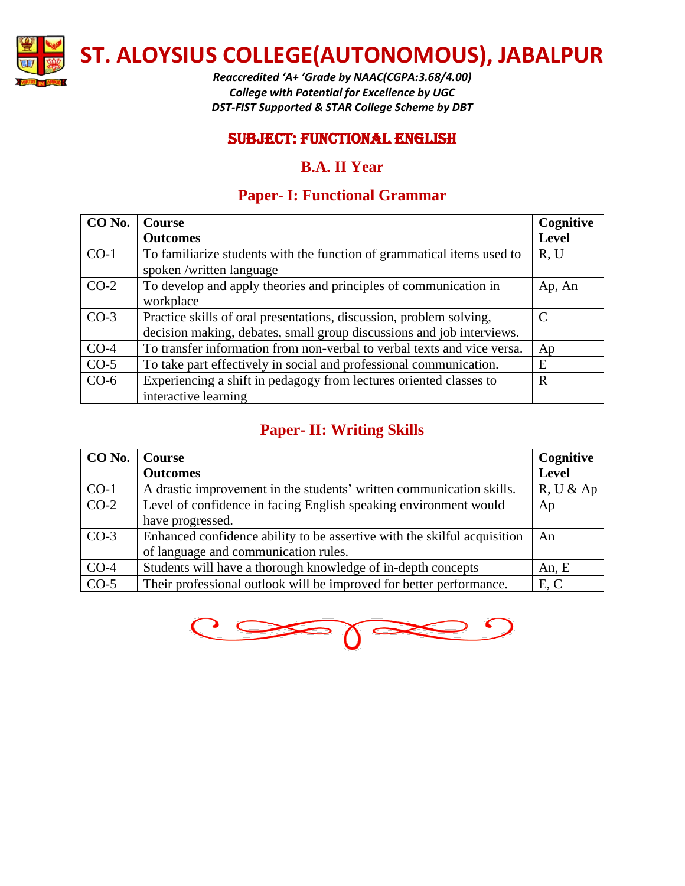# ST. ALOYSIUS COLLEGE(AUTONOMOUS), JABALPUR

*Reaccredited 'A+ 'Grade by NAAC(CGPA:3.68/4.00)*
*College with Potential for Excellence by UGC*
*DST-FIST Supported & STAR College Scheme by DBT*

## SUBJECT: FUNCTIONAL ENGLISH

## B.A. II Year

## Paper- I: Functional Grammar

| CO No. | Course Outcomes | Cognitive Level |
|---|---|---|
| CO-1 | To familiarize students with the function of grammatical items used to spoken /written language | R, U |
| CO-2 | To develop and apply theories and principles of communication in workplace | Ap, An |
| CO-3 | Practice skills of oral presentations, discussion, problem solving, decision making, debates, small group discussions and job interviews. | C |
| CO-4 | To transfer information from non-verbal to verbal texts and vice versa. | Ap |
| CO-5 | To take part effectively in social and professional communication. | E |
| CO-6 | Experiencing a shift in pedagogy from lectures oriented classes to interactive learning | R |

## Paper- II: Writing Skills

| CO No. | Course Outcomes | Cognitive Level |
|---|---|---|
| CO-1 | A drastic improvement in the students' written communication skills. | R, U & Ap |
| CO-2 | Level of confidence in facing English speaking environment would have progressed. | Ap |
| CO-3 | Enhanced confidence ability to be assertive with the skilful acquisition of language and communication rules. | An |
| CO-4 | Students will have a thorough knowledge of in-depth concepts | An, E |
| CO-5 | Their professional outlook will be improved for better performance. | E, C |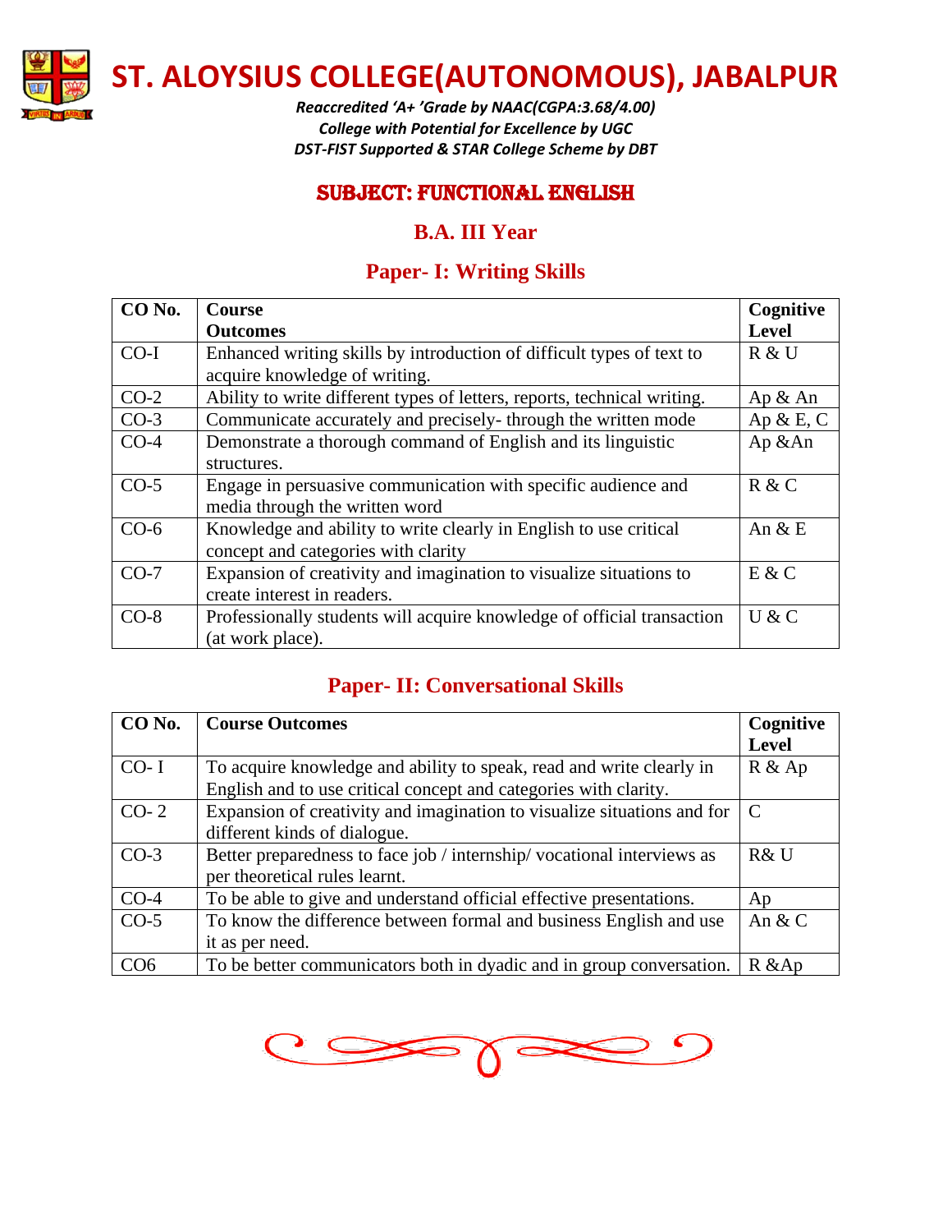# ST. ALOYSIUS COLLEGE(AUTONOMOUS), JABALPUR

*Reaccredited 'A+ 'Grade by NAAC(CGPA:3.68/4.00)*
*College with Potential for Excellence by UGC*
*DST-FIST Supported & STAR College Scheme by DBT*

## SUBJECT: FUNCTIONAL ENGLISH

## B.A. III Year

### Paper- I: Writing Skills

| CO No. | Course Outcomes | Cognitive Level |
|---|---|---|
| CO-I | Enhanced writing skills by introduction of difficult types of text to acquire knowledge of writing. | R & U |
| CO-2 | Ability to write different types of letters, reports, technical writing. | Ap & An |
| CO-3 | Communicate accurately and precisely- through the written mode | Ap & E, C |
| CO-4 | Demonstrate a thorough command of English and its linguistic structures. | Ap &An |
| CO-5 | Engage in persuasive communication with specific audience and media through the written word | R & C |
| CO-6 | Knowledge and ability to write clearly in English to use critical concept and categories with clarity | An & E |
| CO-7 | Expansion of creativity and imagination to visualize situations to create interest in readers. | E & C |
| CO-8 | Professionally students will acquire knowledge of official transaction (at work place). | U & C |

### Paper- II: Conversational Skills

| CO No. | Course Outcomes | Cognitive Level |
|---|---|---|
| CO- I | To acquire knowledge and ability to speak, read and write clearly in English and to use critical concept and categories with clarity. | R & Ap |
| CO- 2 | Expansion of creativity and imagination to visualize situations and for different kinds of dialogue. | C |
| CO-3 | Better preparedness to face job / internship/ vocational interviews as per theoretical rules learnt. | R& U |
| CO-4 | To be able to give and understand official effective presentations. | Ap |
| CO-5 | To know the difference between formal and business English and use it as per need. | An & C |
| CO6 | To be better communicators both in dyadic and in group conversation. | R &Ap |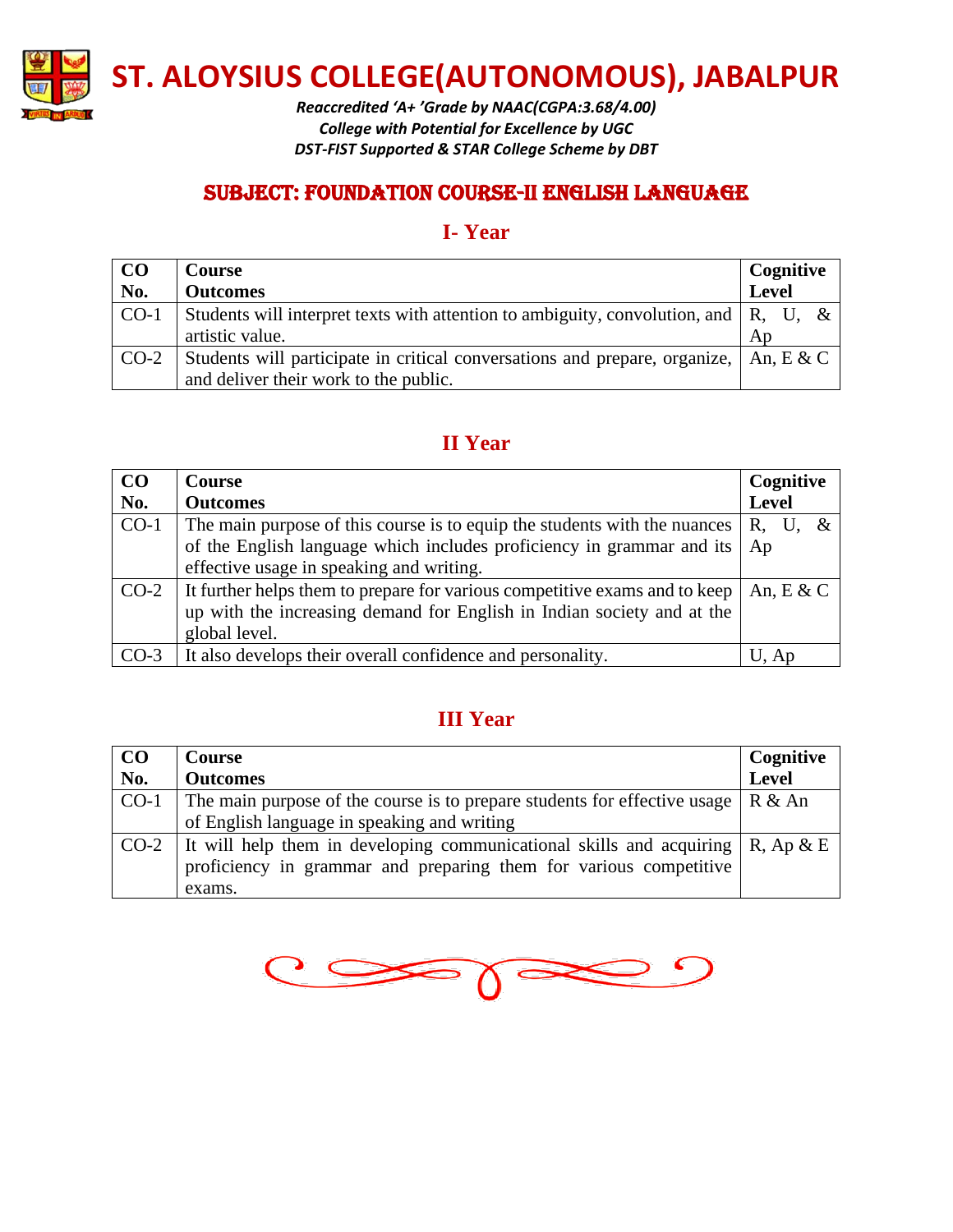# ST. ALOYSIUS COLLEGE(AUTONOMOUS), JABALPUR

*Reaccredited 'A+ 'Grade by NAAC(CGPA:3.68/4.00)*
*College with Potential for Excellence by UGC*
*DST-FIST Supported & STAR College Scheme by DBT*

## SUBJECT: FOUNDATION COURSE-II ENGLISH LANGUAGE

### I- Year

| CO No. | Course Outcomes | Cognitive Level |
|---|---|---|
| CO-1 | Students will interpret texts with attention to ambiguity, convolution, and artistic value. | R, U, & Ap |
| CO-2 | Students will participate in critical conversations and prepare, organize, and deliver their work to the public. | An, E & C |

### II Year

| CO No. | Course Outcomes | Cognitive Level |
|---|---|---|
| CO-1 | The main purpose of this course is to equip the students with the nuances of the English language which includes proficiency in grammar and its effective usage in speaking and writing. | R, U, & Ap |
| CO-2 | It further helps them to prepare for various competitive exams and to keep up with the increasing demand for English in Indian society and at the global level. | An, E & C |
| CO-3 | It also develops their overall confidence and personality. | U, Ap |

### III Year

| CO No. | Course Outcomes | Cognitive Level |
|---|---|---|
| CO-1 | The main purpose of the course is to prepare students for effective usage of English language in speaking and writing | R & An |
| CO-2 | It will help them in developing communicational skills and acquiring proficiency in grammar and preparing them for various competitive exams. | R, Ap & E |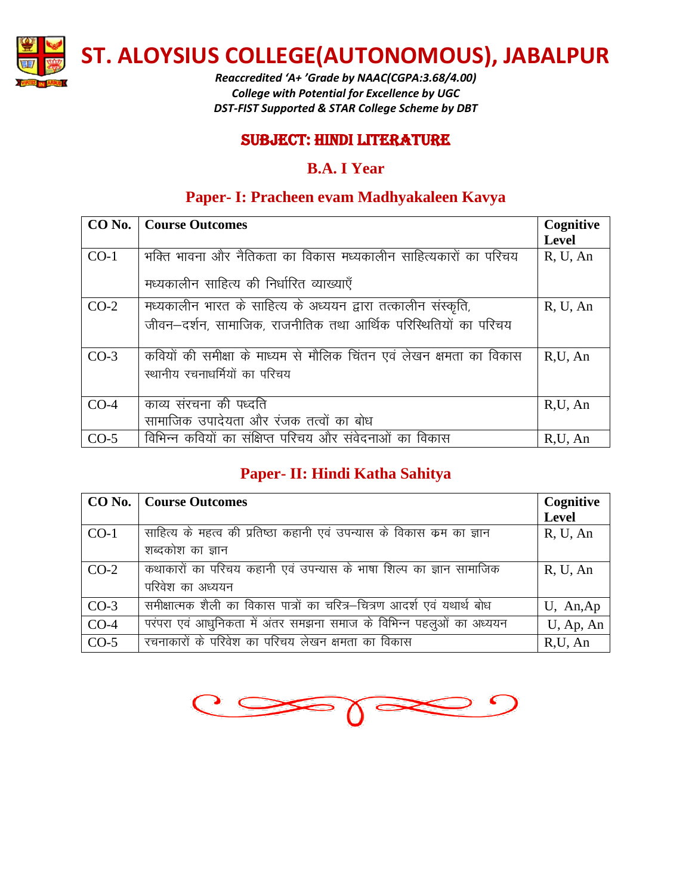# ST. ALOYSIUS COLLEGE(AUTONOMOUS), JABALPUR

*Reaccredited 'A+ 'Grade by NAAC(CGPA:3.68/4.00)*
*College with Potential for Excellence by UGC*
*DST-FIST Supported & STAR College Scheme by DBT*

## SUBJECT: HINDI LITERATURE

## B.A. I Year

### Paper- I: Pracheen evam Madhyakaleen Kavya

| CO No. | Course Outcomes | Cognitive Level |
|---|---|---|
| CO-1 | भक्ति भावना और नैतिकता का विकास मध्यकालीन साहित्यकारों का परिचय मध्यकालीन साहित्य की निर्धारित व्याख्याएँ | R, U, An |
| CO-2 | मध्यकालीन भारत के साहित्य के अध्ययन द्वारा तत्कालीन संस्कृति, जीवन–दर्शन, सामाजिक, राजनीतिक तथा आर्थिक परिस्थितियों का परिचय | R, U, An |
| CO-3 | कवियों की समीक्षा के माध्यम से मौलिक चिंतन एवं लेखन क्षमता का विकास स्थानीय रचनाधर्मियों का परिचय | R,U, An |
| CO-4 | काव्य संरचना की पध्दति सामाजिक उपादेयता और रंजक तत्वों का बोध | R,U, An |
| CO-5 | विभिन्न कवियों का संक्षिप्त परिचय और संवेदनाओं का विकास | R,U, An |

### Paper- II: Hindi Katha Sahitya

| CO No. | Course Outcomes | Cognitive Level |
|---|---|---|
| CO-1 | साहित्य के महत्व की प्रतिष्ठा कहानी एवं उपन्यास के विकास कम का ज्ञान शब्दकोश का ज्ञान | R, U, An |
| CO-2 | कथाकारों का परिचय कहानी एवं उपन्यास के भाषा शिल्प का ज्ञान सामाजिक परिवेश का अध्ययन | R, U, An |
| CO-3 | समीक्षात्मक शैली का विकास पात्रों का चरित्र–चित्रण आदर्श एवं यथार्थ बोध | U, An,Ap |
| CO-4 | परंपरा एवं आधुनिकता में अंतर समझना समाज के विभिन्न पहलुओं का अध्ययन | U, Ap, An |
| CO-5 | रचनाकारों के परिवेश का परिचय लेखन क्षमता का विकास | R,U, An |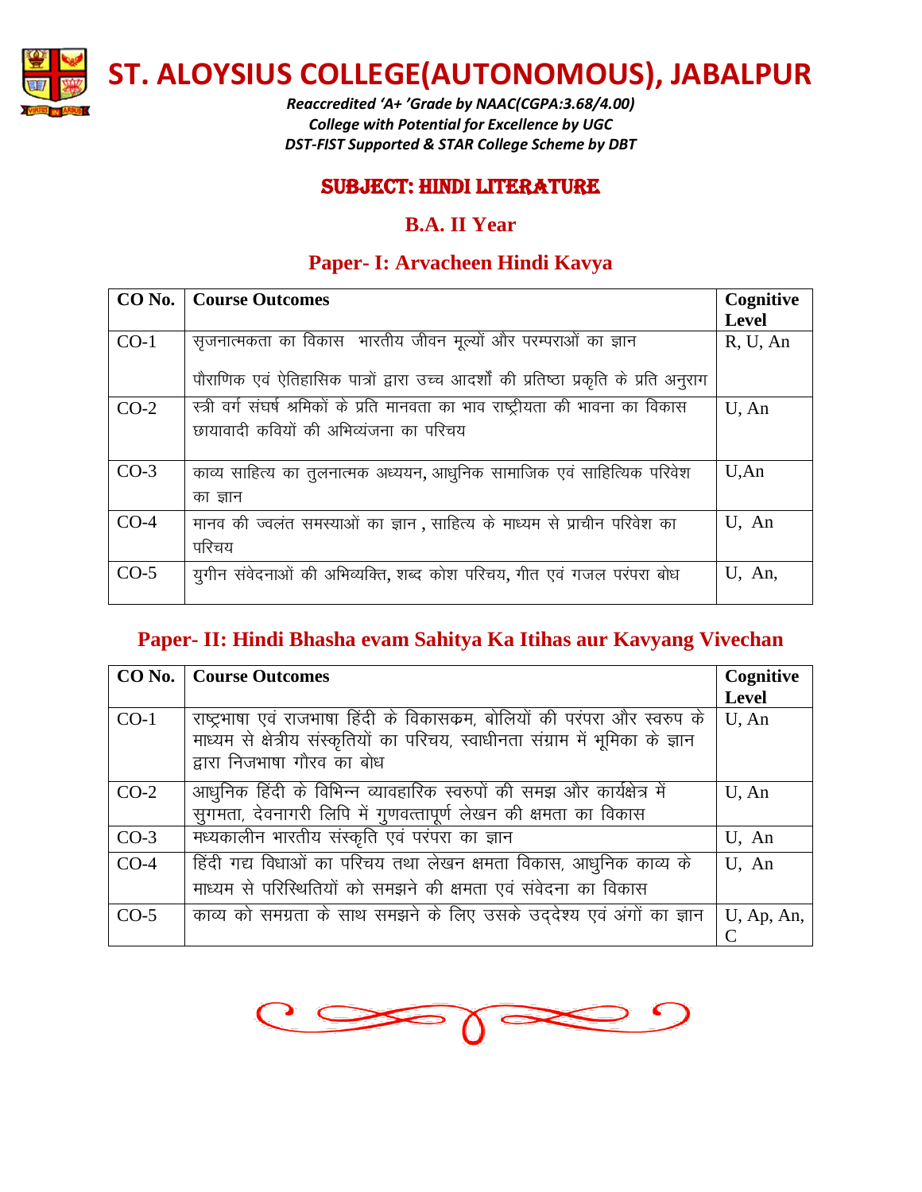# ST. ALOYSIUS COLLEGE(AUTONOMOUS), JABALPUR

*Reaccredited 'A+ 'Grade by NAAC(CGPA:3.68/4.00)*
*College with Potential for Excellence by UGC*
*DST-FIST Supported & STAR College Scheme by DBT*

## SUBJECT: HINDI LITERATURE

### B.A. II Year

### Paper- I: Arvacheen Hindi Kavya

| CO No. | Course Outcomes | Cognitive Level |
|---|---|---|
| CO-1 | सृजनात्मकता का विकास भारतीय जीवन मूल्यों और परम्पराओं का ज्ञान पौराणिक एवं ऐतिहासिक पात्रों द्वारा उच्च आदर्शों की प्रतिष्ठा प्रकृति के प्रति अनुराग | R, U, An |
| CO-2 | स्त्री वर्ग संघर्ष श्रमिकों के प्रति मानवता का भाव राष्ट्रीयता की भावना का विकास छायावादी कवियों की अभिव्यंजना का परिचय | U, An |
| CO-3 | काव्य साहित्य का तुलनात्मक अध्ययन, आधुनिक सामाजिक एवं साहित्यिक परिवेश का ज्ञान | U,An |
| CO-4 | मानव की ज्वलंत समस्याओं का ज्ञान , साहित्य के माध्यम से प्राचीन परिवेश का परिचय | U, An |
| CO-5 | युगीन संवेदनाओं की अभिव्यक्ति, शब्द कोश परिचय, गीत एवं गजल परंपरा बोध | U, An, |

### Paper- II: Hindi Bhasha evam Sahitya Ka Itihas aur Kavyang Vivechan

| CO No. | Course Outcomes | Cognitive Level |
|---|---|---|
| CO-1 | राष्ट्रभाषा एवं राजभाषा हिंदी के विकासक्रम, बोलियों की परंपरा और स्वरुप के माध्यम से क्षेत्रीय संस्कृतियों का परिचय, स्वाधीनता संग्राम में भूमिका के ज्ञान द्वारा निजभाषा गौरव का बोध | U, An |
| CO-2 | आधुनिक हिंदी के विभिन्न व्यावहारिक स्वरुपों की समझ और कार्यक्षेत्र में सुगमता, देवनागरी लिपि में गुणवत्तापूर्ण लेखन की क्षमता का विकास | U, An |
| CO-3 | मध्यकालीन भारतीय संस्कृति एवं परंपरा का ज्ञान | U, An |
| CO-4 | हिंदी गद्य विधाओं का परिचय तथा लेखन क्षमता विकास, आधुनिक काव्य के माध्यम से परिस्थितियों को समझने की क्षमता एवं संवेदना का विकास | U, An |
| CO-5 | काव्य को समग्रता के साथ समझने के लिए उसके उद्देश्य एवं अंगों का ज्ञान | U, Ap, An, C |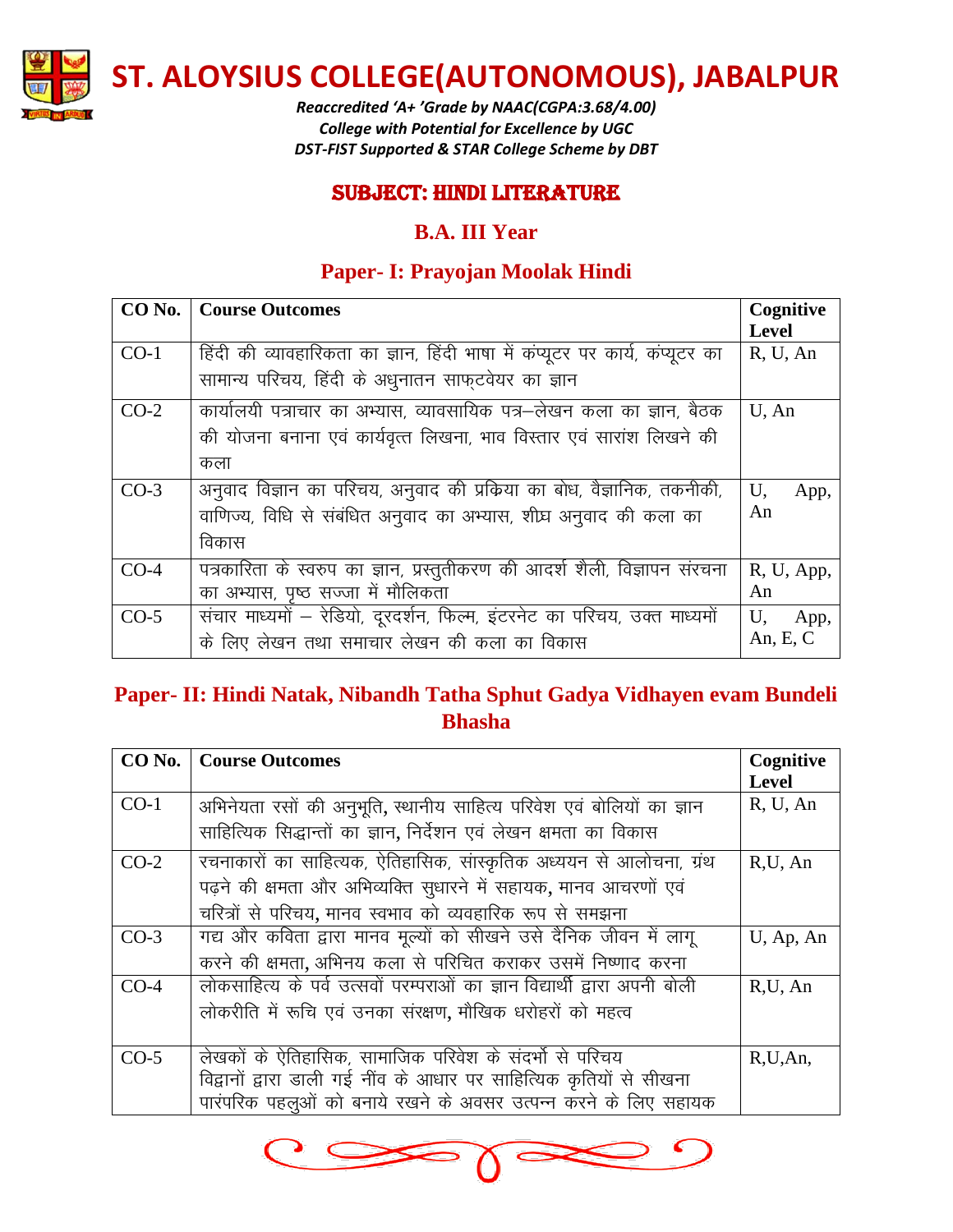# ST. ALOYSIUS COLLEGE(AUTONOMOUS), JABALPUR

*Reaccredited 'A+ 'Grade by NAAC(CGPA:3.68/4.00)*
*College with Potential for Excellence by UGC*
*DST-FIST Supported & STAR College Scheme by DBT*

## SUBJECT: HINDI LITERATURE

## B.A. III Year

### Paper- I: Prayojan Moolak Hindi

| CO No. | Course Outcomes | Cognitive Level |
|---|---|---|
| CO-1 | हिंदी की व्यावहारिकता का ज्ञान, हिंदी भाषा में कंप्यूटर पर कार्य, कंप्यूटर का सामान्य परिचय, हिंदी के अधुनातन साफ्टवेयर का ज्ञान | R, U, An |
| CO-2 | कार्यालयी पत्राचार का अभ्यास, व्यावसायिक पत्र–लेखन कला का ज्ञान, बैठक की योजना बनाना एवं कार्यवृत्त लिखना, भाव विस्तार एवं सारांश लिखने की कला | U, An |
| CO-3 | अनुवाद विज्ञान का परिचय, अनुवाद की प्रक्रिया का बोध, वैज्ञानिक, तकनीकी, वाणिज्य, विधि से संबंधित अनुवाद का अभ्यास, शीघ्र अनुवाद की कला का विकास | U, App, An |
| CO-4 | पत्रकारिता के स्वरुप का ज्ञान, प्रस्तुतीकरण की आदर्श शैली, विज्ञापन संरचना का अभ्यास, पृष्ठ सज्जा में मौलिकता | R, U, App, An |
| CO-5 | संचार माध्यमों – रेडियो, दूरदर्शन, फिल्म, इंटरनेट का परिचय, उक्त माध्यमों के लिए लेखन तथा समाचार लेखन की कला का विकास | U, App, An, E, C |

### Paper- II: Hindi Natak, Nibandh Tatha Sphut Gadya Vidhayen evam Bundeli Bhasha

| CO No. | Course Outcomes | Cognitive Level |
|---|---|---|
| CO-1 | अभिनेयता रसों की अनुभूति, स्थानीय साहित्य परिवेश एवं बोलियों का ज्ञान साहित्यिक सिद्धान्तों का ज्ञान, निर्देशन एवं लेखन क्षमता का विकास | R, U, An |
| CO-2 | रचनाकारों का साहित्यक, ऐतिहासिक, सांस्कृतिक अध्ययन से आलोचना, ग्रंथ पढ़ने की क्षमता और अभिव्यक्ति सुधारने में सहायक, मानव आचरणों एवं चरित्रों से परिचय, मानव स्वभाव को व्यवहारिक रूप से समझना | R,U, An |
| CO-3 | गद्य और कविता द्वारा मानव मूल्यों को सीखने उसे दैनिक जीवन में लागू करने की क्षमता, अभिनय कला से परिचित कराकर उसमें निष्णाद करना | U, Ap, An |
| CO-4 | लोकसाहित्य के पर्व उत्सवों परम्पराओं का ज्ञान विद्यार्थी द्वारा अपनी बोली लोकरीति में रूचि एवं उनका संरक्षण, मौखिक धरोहरों को महत्व | R,U, An |
| CO-5 | लेखकों के ऐतिहासिक, सामाजिक परिवेश के संदर्भो से परिचय विद्वानों द्वारा डाली गई नींव के आधार पर साहित्यिक कृतियों से सीखना पारंपरिक पहलुओं को बनाये रखने के अवसर उत्पन्न करने के लिए सहायक | R,U,An, |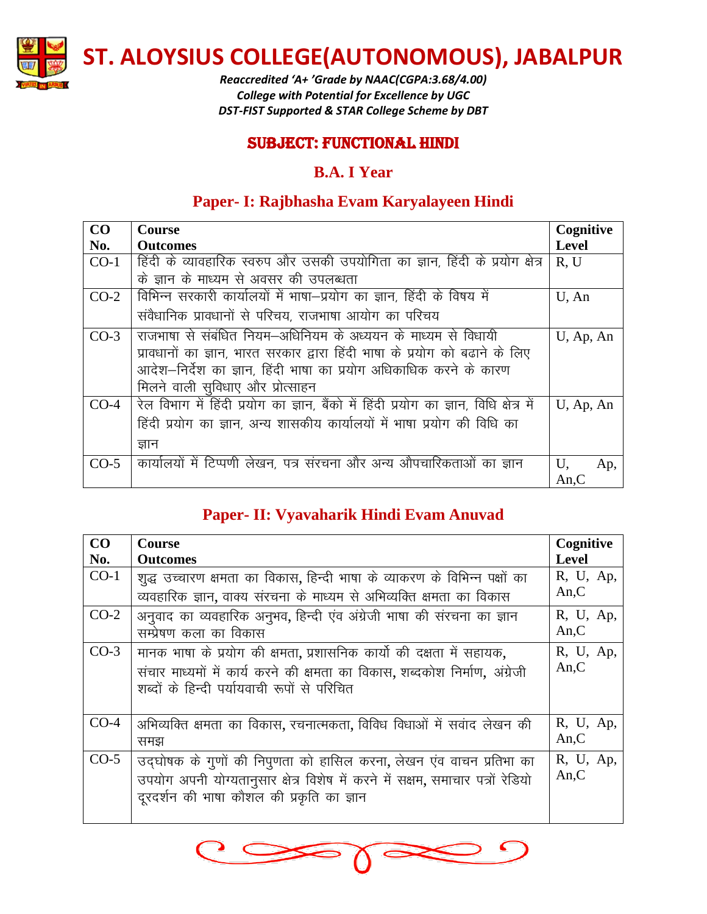# ST. ALOYSIUS COLLEGE(AUTONOMOUS), JABALPUR

*Reaccredited 'A+ 'Grade by NAAC(CGPA:3.68/4.00)*
*College with Potential for Excellence by UGC*
*DST-FIST Supported & STAR College Scheme by DBT*

## SUBJECT: FUNCTIONAL HINDI

## B.A. I Year

### Paper- I: Rajbhasha Evam Karyalayeen Hindi

| CO No. | Course Outcomes | Cognitive Level |
|---|---|---|
| CO-1 | हिंदी के व्यावहारिक स्वरुप और उसकी उपयोगिता का ज्ञान, हिंदी के प्रयोग क्षेत्र के ज्ञान के माध्यम से अवसर की उपलब्धता | R, U |
| CO-2 | विभिन्न सरकारी कार्यालयों में भाषा–प्रयोग का ज्ञान, हिंदी के विषय में संवैधानिक प्रावधानों से परिचय, राजभाषा आयोग का परिचय | U, An |
| CO-3 | राजभाषा से संबंधित नियम–अधिनियम के अध्ययन के माध्यम से विधायी प्रावधानों का ज्ञान, भारत सरकार द्वारा हिंदी भाषा के प्रयोग को बढाने के लिए आदेश–निर्देश का ज्ञान, हिंदी भाषा का प्रयोग अधिकाधिक करने के कारण मिलने वाली सुविधाए और प्रोत्साहन | U, Ap, An |
| CO-4 | रेल विभाग में हिंदी प्रयोग का ज्ञान, बैंको में हिंदी प्रयोग का ज्ञान, विधि क्षेत्र में हिंदी प्रयोग का ज्ञान, अन्य शासकीय कार्यालयों में भाषा प्रयोग की विधि का ज्ञान | U, Ap, An |
| CO-5 | कार्यालयों में टिप्पणी लेखन, पत्र संरचना और अन्य औपचारिकताओं का ज्ञान | U, Ap, An,C |

### Paper- II: Vyavaharik Hindi Evam Anuvad

| CO No. | Course Outcomes | Cognitive Level |
|---|---|---|
| CO-1 | शुद्ध उच्चारण क्षमता का विकास, हिन्दी भाषा के व्याकरण के विभिन्न पक्षों का व्यवहारिक ज्ञान, वाक्य संरचना के माध्यम से अभिव्यक्ति क्षमता का विकास | R, U, Ap, An,C |
| CO-2 | अनुवाद का व्यवहारिक अनुभव, हिन्दी एंव अंग्रेजी भाषा की संरचना का ज्ञान सम्प्रेषण कला का विकास | R, U, Ap, An,C |
| CO-3 | मानक भाषा के प्रयोग की क्षमता, प्रशासनिक कार्यो की दक्षता में सहायक, संचार माध्यमों में कार्य करने की क्षमता का विकास, शब्दकोश निर्माण, अंग्रेजी शब्दों के हिन्दी पर्यायवाची रूपों से परिचित | R, U, Ap, An,C |
| CO-4 | अभिव्यक्ति क्षमता का विकास, रचनात्मकता, विविध विधाओं में सवांद लेखन की समझ | R, U, Ap, An,C |
| CO-5 | उद्घोषक के गुणों की निपुणता को हासिल करना, लेखन एंव वाचन प्रतिभा का उपयोग अपनी योग्यतानुसार क्षेत्र विशेष में करने में सक्षम, समाचार पत्रों रेडियो दूरदर्शन की भाषा कौशल की प्रकृति का ज्ञान | R, U, Ap, An,C |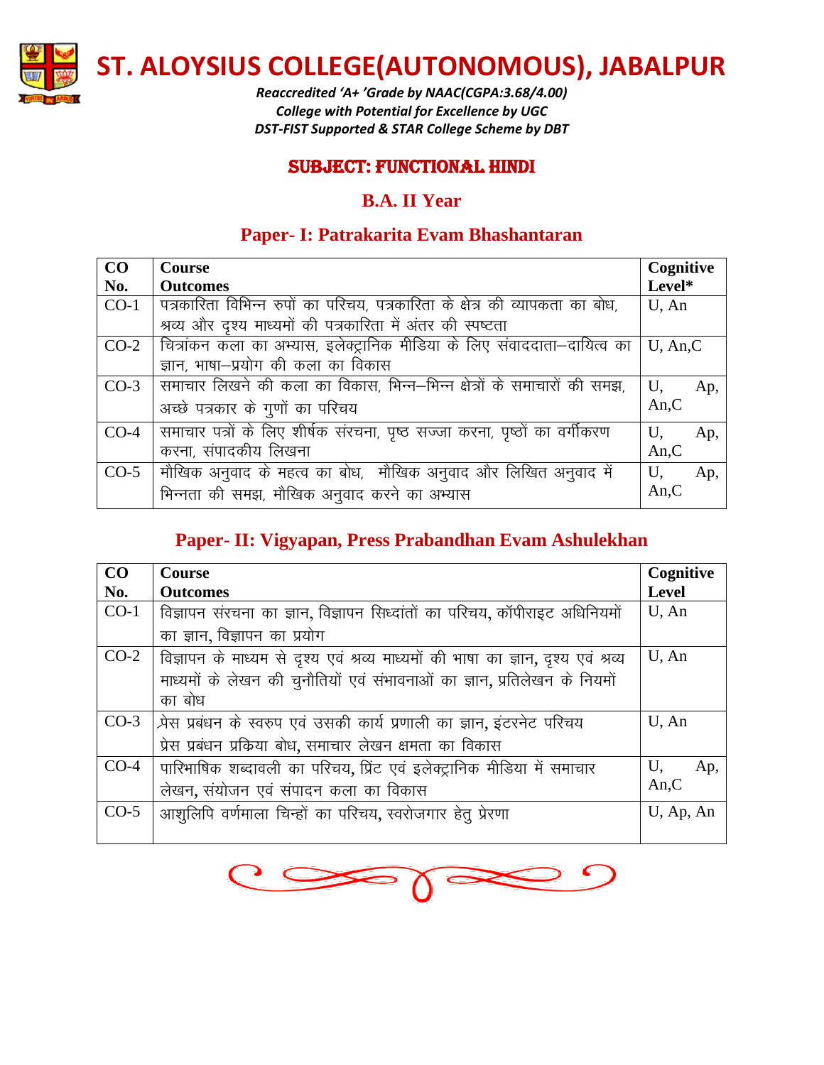# ST. ALOYSIUS COLLEGE(AUTONOMOUS), JABALPUR

*Reaccredited 'A+ 'Grade by NAAC(CGPA:3.68/4.00)*
*College with Potential for Excellence by UGC*
*DST-FIST Supported & STAR College Scheme by DBT*

## SUBJECT: FUNCTIONAL HINDI

### B.A. II Year

### Paper- I: Patrakarita Evam Bhashantaran

| CO No. | Course Outcomes | Cognitive Level* |
|---|---|---|
| CO-1 | पत्रकारिता विभिन्न रुपों का परिचय, पत्रकारिता के क्षेत्र की व्यापकता का बोध, श्रव्य और दृश्य माध्यमों की पत्रकारिता में अंतर की स्पष्टता | U, An |
| CO-2 | चित्रांकन कला का अभ्यास, इलेक्ट्रानिक मीडिया के लिए संवाददाता–दायित्व का ज्ञान, भाषा–प्रयोग की कला का विकास | U, An,C |
| CO-3 | समाचार लिखने की कला का विकास, भिन्न–भिन्न क्षेत्रों के समाचारों की समझ, अच्छे पत्रकार के गुणों का परिचय | U, Ap, An,C |
| CO-4 | समाचार पत्रों के लिए शीर्षक संरचना, पृष्ठ सज्जा करना, पृष्ठों का वर्गीकरण करना, संपादकीय लिखना | U, Ap, An,C |
| CO-5 | मौखिक अनुवाद के महत्व का बोध, मौखिक अनुवाद और लिखित अनुवाद में भिन्नता की समझ, मौखिक अनुवाद करने का अभ्यास | U, Ap, An,C |

### Paper- II: Vigyapan, Press Prabandhan Evam Ashulekhan

| CO No. | Course Outcomes | Cognitive Level |
|---|---|---|
| CO-1 | विज्ञापन संरचना का ज्ञान, विज्ञापन सिध्दांतों का परिचय, कॉपीराइट अधिनियमों का ज्ञान, विज्ञापन का प्रयोग | U, An |
| CO-2 | विज्ञापन के माध्यम से दृश्य एवं श्रव्य माध्यमों की भाषा का ज्ञान, दृश्य एवं श्रव्य माध्यमों के लेखन की चुनौतियों एवं संभावनाओं का ज्ञान, प्रतिलेखन के नियमों का बोध | U, An |
| CO-3 | प्रेस प्रबंधन के स्वरुप एवं उसकी कार्य प्रणाली का ज्ञान, इंटरनेट परिचय प्रेस प्रबंधन प्रक्रिया बोध, समाचार लेखन क्षमता का विकास | U, An |
| CO-4 | पारिभाषिक शब्दावली का परिचय, प्रिंट एवं इलेक्ट्रानिक मीडिया में समाचार लेखन, संयोजन एवं संपादन कला का विकास | U, Ap, An,C |
| CO-5 | आशुलिपि वर्णमाला चिन्हों का परिचय, स्वरोजगार हेतु प्रेरणा | U, Ap, An |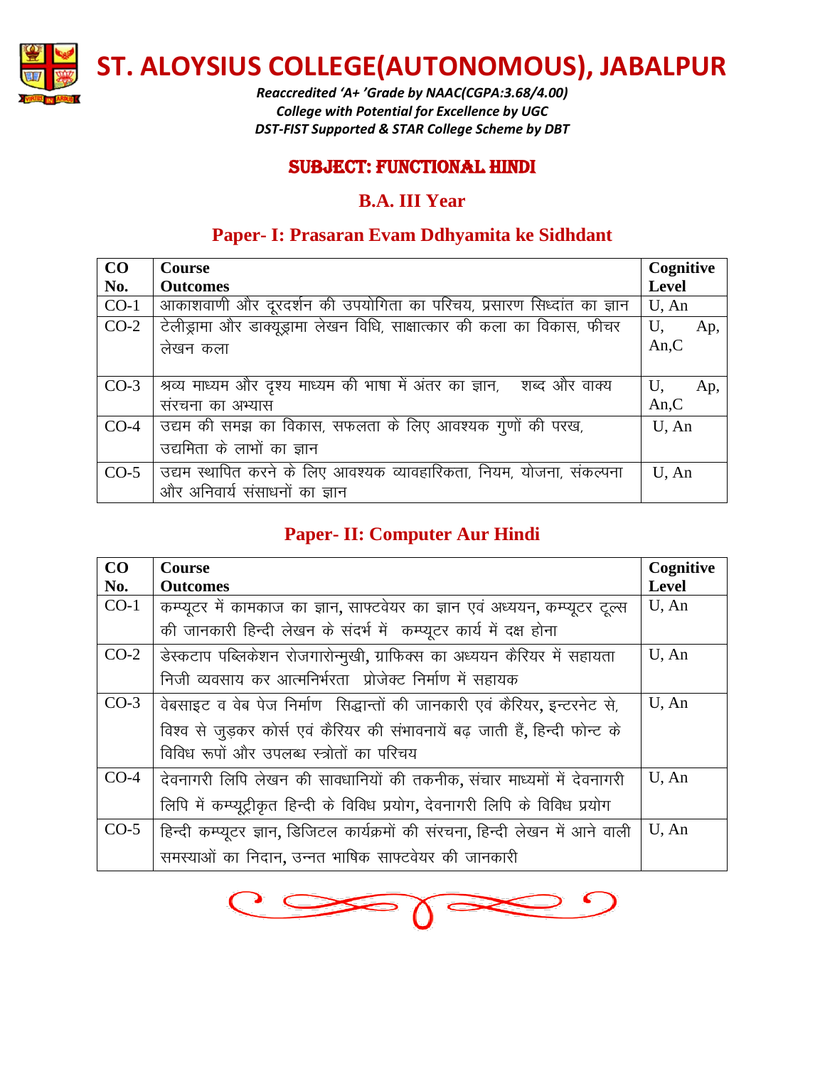# ST. ALOYSIUS COLLEGE(AUTONOMOUS), JABALPUR

*Reaccredited 'A+ 'Grade by NAAC(CGPA:3.68/4.00)*
*College with Potential for Excellence by UGC*
*DST-FIST Supported & STAR College Scheme by DBT*

## SUBJECT: FUNCTIONAL HINDI

## B.A. III Year

### Paper- I: Prasaran Evam Ddhyamita ke Sidhdant

| CO No. | Course Outcomes | Cognitive Level |
|---|---|---|
| CO-1 | आकाशवाणी और दूरदर्शन की उपयोगिता का परिचय, प्रसारण सिध्दांत का ज्ञान | U, An |
| CO-2 | टेलीड्रामा और डाक्यूड्रामा लेखन विधि, साक्षात्कार की कला का विकास, फीचर लेखन कला | U, Ap, An,C |
| CO-3 | श्रव्य माध्यम और दृश्य माध्यम की भाषा में अंतर का ज्ञान, शब्द और वाक्य संरचना का अभ्यास | U, Ap, An,C |
| CO-4 | उद्यम की समझ का विकास, सफलता के लिए आवश्यक गुणों की परख, उद्यमिता के लाभों का ज्ञान | U, An |
| CO-5 | उद्यम स्थापित करने के लिए आवश्यक व्यावहारिकता, नियम, योजना, संकल्पना और अनिवार्य संसाधनों का ज्ञान | U, An |

### Paper- II: Computer Aur Hindi

| CO No. | Course Outcomes | Cognitive Level |
|---|---|---|
| CO-1 | कम्प्यूटर में कामकाज का ज्ञान, साफ्टवेयर का ज्ञान एवं अध्ययन, कम्प्यूटर टूल्स की जानकारी हिन्दी लेखन के संदर्भ में कम्प्यूटर कार्य में दक्ष होना | U, An |
| CO-2 | डेस्कटाप पब्लिकेशन रोजगारोन्मुखी, ग्राफिक्स का अध्ययन कैरियर में सहायता निजी व्यवसाय कर आत्मनिर्भरता प्रोजेक्ट निर्माण में सहायक | U, An |
| CO-3 | वेबसाइट व वेब पेज निर्माण सिद्धान्तों की जानकारी एवं कैरियर, इन्टरनेट से, विश्व से जुड़कर कोर्स एवं कैरियर की संभावनायें बढ़ जाती हैं, हिन्दी फोन्ट के विविध रूपों और उपलब्ध स्त्रोतों का परिचय | U, An |
| CO-4 | देवनागरी लिपि लेखन की सावधानियों की तकनीक, संचार माध्यमों में देवनागरी लिपि में कम्प्यूट्रीकृत हिन्दी के विविध प्रयोग, देवनागरी लिपि के विविध प्रयोग | U, An |
| CO-5 | हिन्दी कम्प्यूटर ज्ञान, डिजिटल कार्यक्रमों की संरचना, हिन्दी लेखन में आने वाली समस्याओं का निदान, उन्नत भाषिक साफ्टवेयर की जानकारी | U, An |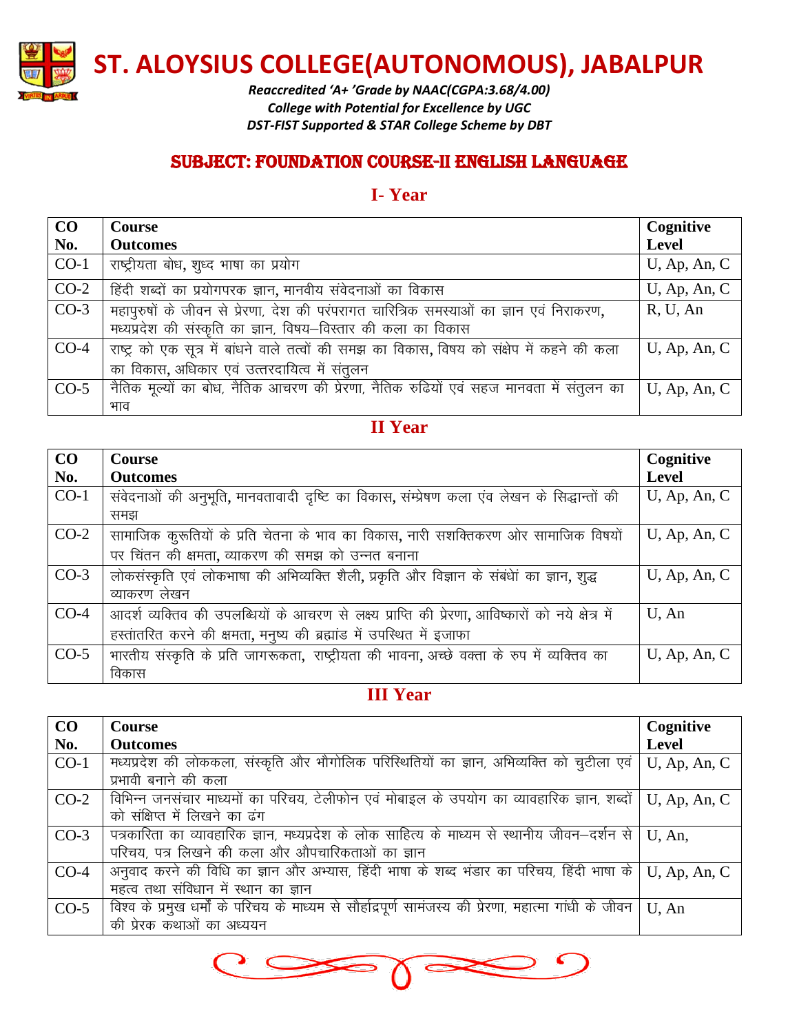# ST. ALOYSIUS COLLEGE(AUTONOMOUS), JABALPUR

*Reaccredited 'A+ 'Grade by NAAC(CGPA:3.68/4.00)*
*College with Potential for Excellence by UGC*
*DST-FIST Supported & STAR College Scheme by DBT*

## SUBJECT: FOUNDATION COURSE-II ENGLISH LANGUAGE

### I- Year

| CO No. | Course Outcomes | Cognitive Level |
|---|---|---|
| CO-1 | राष्ट्रीयता बोध, शुध्द भाषा का प्रयोग | U, Ap, An, C |
| CO-2 | हिंदी शब्दों का प्रयोगपरक ज्ञान, मानवीय संवेदनाओं का विकास | U, Ap, An, C |
| CO-3 | महापुरुषों के जीवन से प्रेरणा, देश की परंपरागत चारित्रिक समस्याओं का ज्ञान एवं निराकरण, मध्यप्रदेश की संस्कृति का ज्ञान, विषय–विस्तार की कला का विकास | R, U, An |
| CO-4 | राष्ट्र को एक सूत्र में बांधने वाले तत्वों की समझ का विकास, विषय को संक्षेप में कहने की कला का विकास, अधिकार एवं उत्तरदायित्व में संतुलन | U, Ap, An, C |
| CO-5 | नैतिक मूल्यों का बोध, नैतिक आचरण की प्रेरणा, नैतिक रुढियों एवं सहज मानवता में संतुलन का भाव | U, Ap, An, C |

### II Year

| CO No. | Course Outcomes | Cognitive Level |
|---|---|---|
| CO-1 | संवेदनाओं की अनुभूति, मानवतावादी दृष्टि का विकास, संम्प्रेषण कला एंव लेखन के सिद्धान्तों की समझ | U, Ap, An, C |
| CO-2 | सामाजिक कुरूतियों के प्रति चेतना के भाव का विकास, नारी सशक्तिकरण ओर सामाजिक विषयों पर चिंतन की क्षमता, व्याकरण की समझ को उन्नत बनाना | U, Ap, An, C |
| CO-3 | लोकसंस्कृति एवं लोकभाषा की अभिव्यक्ति शैली, प्रकृति और विज्ञान के संबंधों का ज्ञान, शुद्ध व्याकरण लेखन | U, Ap, An, C |
| CO-4 | आदर्श व्यक्तिव की उपलब्धियों के आचरण से लक्ष्य प्राप्ति की प्रेरणा, आविष्कारों को नये क्षेत्र में हस्तांतरित करने की क्षमता, मनुष्य की ब्रह्मांड में उपस्थित में इजाफा | U, An |
| CO-5 | भारतीय संस्कृति के प्रति जागरूकता, राष्ट्रीयता की भावना, अच्छे वक्ता के रुप में व्यक्तिव का विकास | U, Ap, An, C |

### III Year

| CO No. | Course Outcomes | Cognitive Level |
|---|---|---|
| CO-1 | मध्यप्रदेश की लोककला, संस्कृति और भौगोलिक परिस्थितियों का ज्ञान, अभिव्यक्ति को चुटीला एवं प्रभावी बनाने की कला | U, Ap, An, C |
| CO-2 | विभिन्न जनसंचार माध्यमों का परिचय, टेलीफोन एवं मोबाइल के उपयोग का व्यावहारिक ज्ञान, शब्दों को संक्षिप्त में लिखने का ढंग | U, Ap, An, C |
| CO-3 | पत्रकारिता का व्यावहारिक ज्ञान, मध्यप्रदेश के लोक साहित्य के माध्यम से स्थानीय जीवन–दर्शन से परिचय, पत्र लिखने की कला और औपचारिकताओं का ज्ञान | U, An, |
| CO-4 | अनुवाद करने की विधि का ज्ञान और अभ्यास, हिंदी भाषा के शब्द भंडार का परिचय, हिंदी भाषा के महत्व तथा संविधान में स्थान का ज्ञान | U, Ap, An, C |
| CO-5 | विश्व के प्रमुख धर्मों के परिचय के माध्यम से सौहार्द्रपूर्ण सामंजस्य की प्रेरणा, महात्मा गांधी के जीवन की प्रेरक कथाओं का अध्ययन | U, An |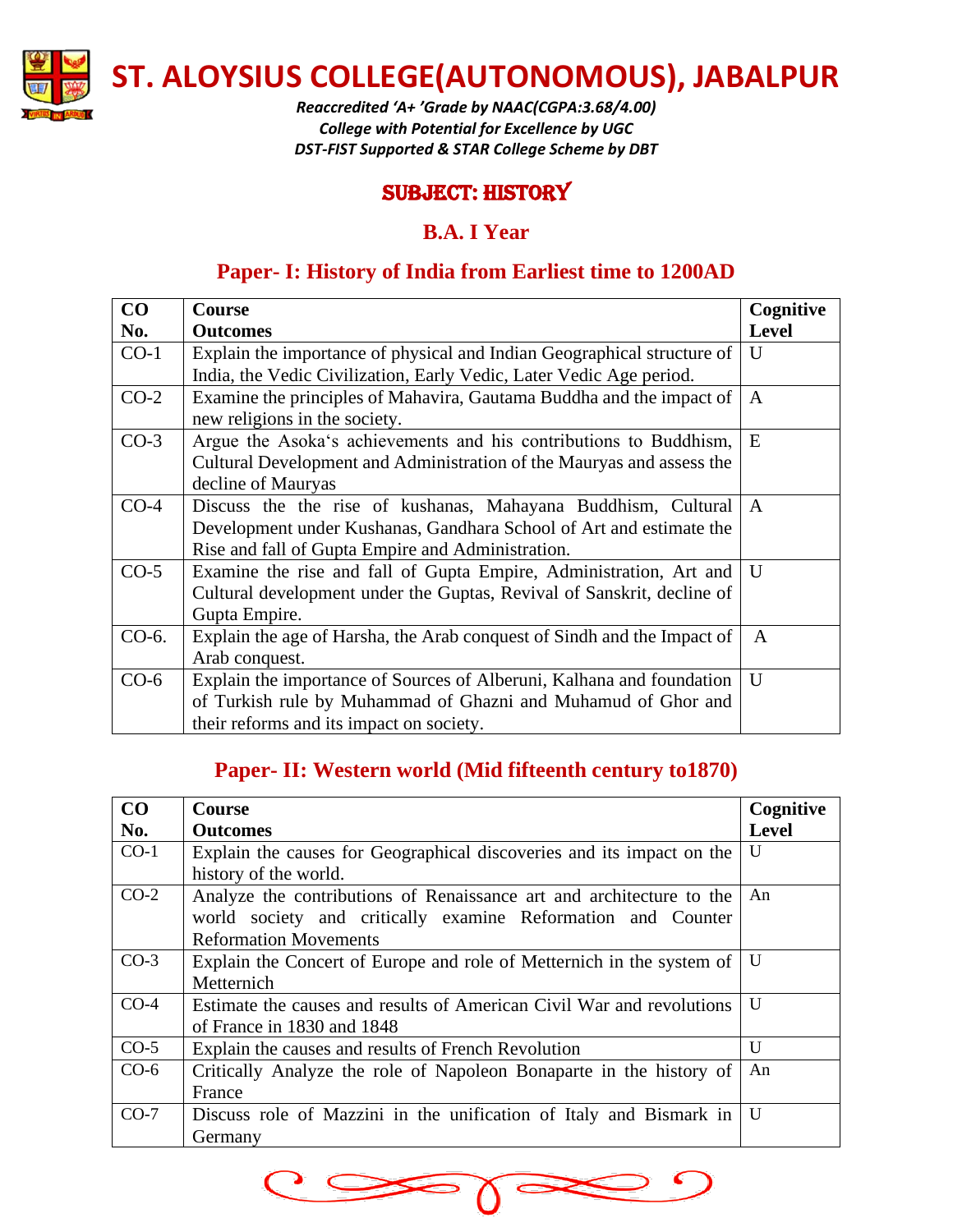# ST. ALOYSIUS COLLEGE(AUTONOMOUS), JABALPUR

*Reaccredited 'A+ 'Grade by NAAC(CGPA:3.68/4.00)*
*College with Potential for Excellence by UGC*
*DST-FIST Supported & STAR College Scheme by DBT*

## SUBJECT: HISTORY

### B.A. I Year

### Paper- I: History of India from Earliest time to 1200AD

| CO No. | Course Outcomes | Cognitive Level |
|---|---|---|
| CO-1 | Explain the importance of physical and Indian Geographical structure of India, the Vedic Civilization, Early Vedic, Later Vedic Age period. | U |
| CO-2 | Examine the principles of Mahavira, Gautama Buddha and the impact of new religions in the society. | A |
| CO-3 | Argue the Asoka's achievements and his contributions to Buddhism, Cultural Development and Administration of the Mauryas and assess the decline of Mauryas | E |
| CO-4 | Discuss the the rise of kushanas, Mahayana Buddhism, Cultural Development under Kushanas, Gandhara School of Art and estimate the Rise and fall of Gupta Empire and Administration. | A |
| CO-5 | Examine the rise and fall of Gupta Empire, Administration, Art and Cultural development under the Guptas, Revival of Sanskrit, decline of Gupta Empire. | U |
| CO-6. | Explain the age of Harsha, the Arab conquest of Sindh and the Impact of Arab conquest. | A |
| CO-6 | Explain the importance of Sources of Alberuni, Kalhana and foundation of Turkish rule by Muhammad of Ghazni and Muhamud of Ghor and their reforms and its impact on society. | U |

### Paper- II: Western world (Mid fifteenth century to1870)

| CO No. | Course Outcomes | Cognitive Level |
|---|---|---|
| CO-1 | Explain the causes for Geographical discoveries and its impact on the history of the world. | U |
| CO-2 | Analyze the contributions of Renaissance art and architecture to the world society and critically examine Reformation and Counter Reformation Movements | An |
| CO-3 | Explain the Concert of Europe and role of Metternich in the system of Metternich | U |
| CO-4 | Estimate the causes and results of American Civil War and revolutions of France in 1830 and 1848 | U |
| CO-5 | Explain the causes and results of French Revolution | U |
| CO-6 | Critically Analyze the role of Napoleon Bonaparte in the history of France | An |
| CO-7 | Discuss role of Mazzini in the unification of Italy and Bismark in Germany | U |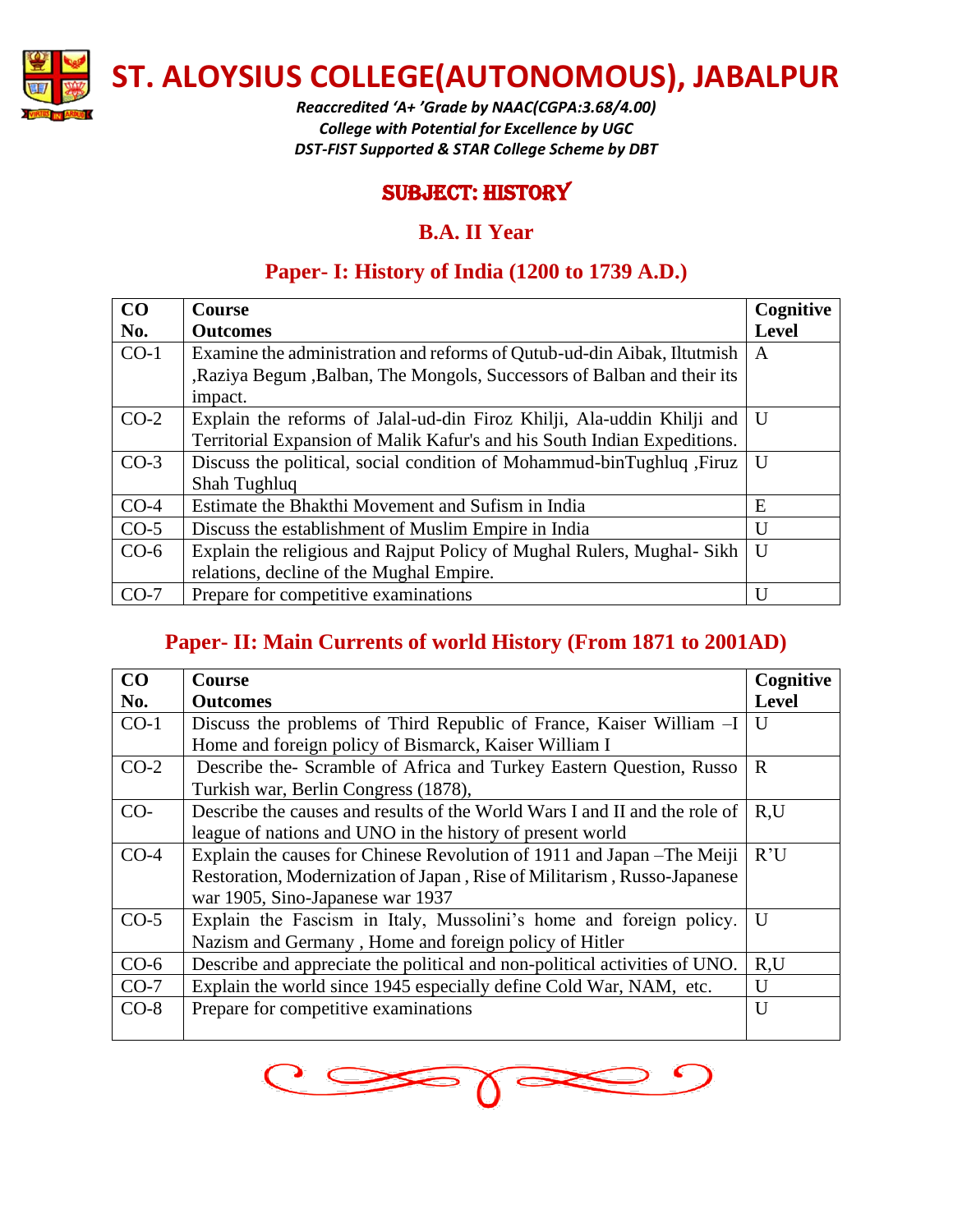# ST. ALOYSIUS COLLEGE(AUTONOMOUS), JABALPUR

*Reaccredited 'A+ 'Grade by NAAC(CGPA:3.68/4.00)*
*College with Potential for Excellence by UGC*
*DST-FIST Supported & STAR College Scheme by DBT*

## SUBJECT: HISTORY

### B.A. II Year

### Paper- I: History of India (1200 to 1739 A.D.)

| CO No. | Course Outcomes | Cognitive Level |
|---|---|---|
| CO-1 | Examine the administration and reforms of Qutub-ud-din Aibak, Iltutmish ,Raziya Begum ,Balban, The Mongols, Successors of Balban and their its impact. | A |
| CO-2 | Explain the reforms of Jalal-ud-din Firoz Khilji, Ala-uddin Khilji and Territorial Expansion of Malik Kafur's and his South Indian Expeditions. | U |
| CO-3 | Discuss the political, social condition of Mohammud-binTughluq ,Firuz Shah Tughluq | U |
| CO-4 | Estimate the Bhakthi Movement and Sufism in India | E |
| CO-5 | Discuss the establishment of Muslim Empire in India | U |
| CO-6 | Explain the religious and Rajput Policy of Mughal Rulers, Mughal- Sikh relations, decline of the Mughal Empire. | U |
| CO-7 | Prepare for competitive examinations | U |

### Paper- II: Main Currents of world History (From 1871 to 2001AD)

| CO No. | Course Outcomes | Cognitive Level |
|---|---|---|
| CO-1 | Discuss the problems of Third Republic of France, Kaiser William –I Home and foreign policy of Bismarck, Kaiser William I | U |
| CO-2 | Describe the- Scramble of Africa and Turkey Eastern Question, Russo Turkish war, Berlin Congress (1878), | R |
| CO- | Describe the causes and results of the World Wars I and II and the role of league of nations and UNO in the history of present world | R,U |
| CO-4 | Explain the causes for Chinese Revolution of 1911 and Japan –The Meiji Restoration, Modernization of Japan , Rise of Militarism , Russo-Japanese war 1905, Sino-Japanese war 1937 | R'U |
| CO-5 | Explain the Fascism in Italy, Mussolini's home and foreign policy. Nazism and Germany , Home and foreign policy of Hitler | U |
| CO-6 | Describe and appreciate the political and non-political activities of UNO. | R,U |
| CO-7 | Explain the world since 1945 especially define Cold War, NAM, etc. | U |
| CO-8 | Prepare for competitive examinations | U |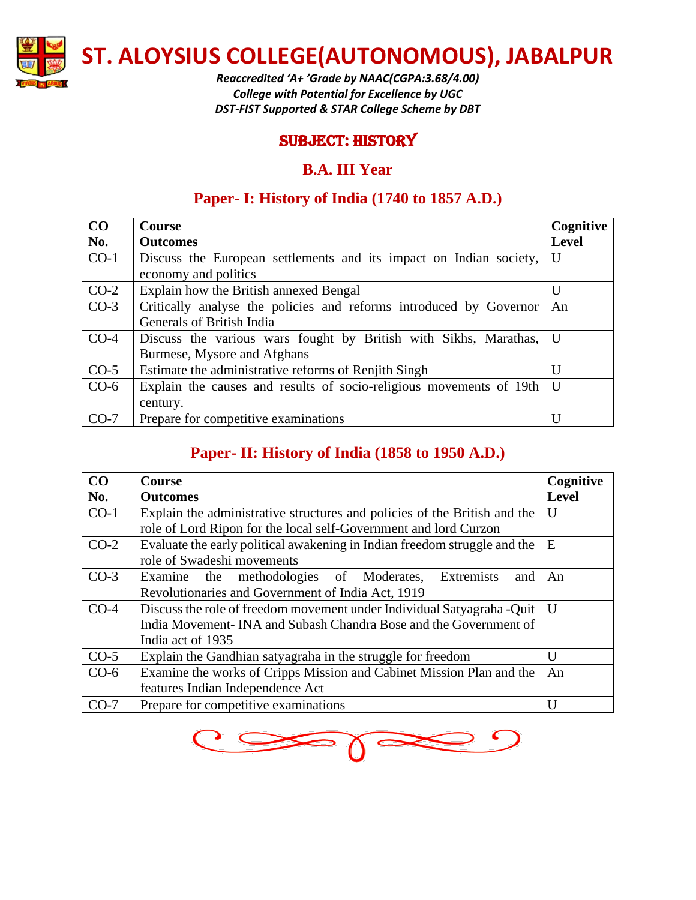# ST. ALOYSIUS COLLEGE(AUTONOMOUS), JABALPUR

*Reaccredited 'A+ 'Grade by NAAC(CGPA:3.68/4.00)*
*College with Potential for Excellence by UGC*
*DST-FIST Supported & STAR College Scheme by DBT*

## SUBJECT: HISTORY

## B.A. III Year

### Paper- I: History of India (1740 to 1857 A.D.)

| CO No. | Course Outcomes | Cognitive Level |
|---|---|---|
| CO-1 | Discuss the European settlements and its impact on Indian society, economy and politics | U |
| CO-2 | Explain how the British annexed Bengal | U |
| CO-3 | Critically analyse the policies and reforms introduced by Governor Generals of British India | An |
| CO-4 | Discuss the various wars fought by British with Sikhs, Marathas, Burmese, Mysore and Afghans | U |
| CO-5 | Estimate the administrative reforms of Renjith Singh | U |
| CO-6 | Explain the causes and results of socio-religious movements of 19th century. | U |
| CO-7 | Prepare for competitive examinations | U |

### Paper- II: History of India (1858 to 1950 A.D.)

| CO No. | Course Outcomes | Cognitive Level |
|---|---|---|
| CO-1 | Explain the administrative structures and policies of the British and the role of Lord Ripon for the local self-Government and lord Curzon | U |
| CO-2 | Evaluate the early political awakening in Indian freedom struggle and the role of Swadeshi movements | E |
| CO-3 | Examine the methodologies of Moderates, Extremists and Revolutionaries and Government of India Act, 1919 | An |
| CO-4 | Discuss the role of freedom movement under Individual Satyagraha -Quit India Movement- INA and Subash Chandra Bose and the Government of India act of 1935 | U |
| CO-5 | Explain the Gandhian satyagraha in the struggle for freedom | U |
| CO-6 | Examine the works of Cripps Mission and Cabinet Mission Plan and the features Indian Independence Act | An |
| CO-7 | Prepare for competitive examinations | U |